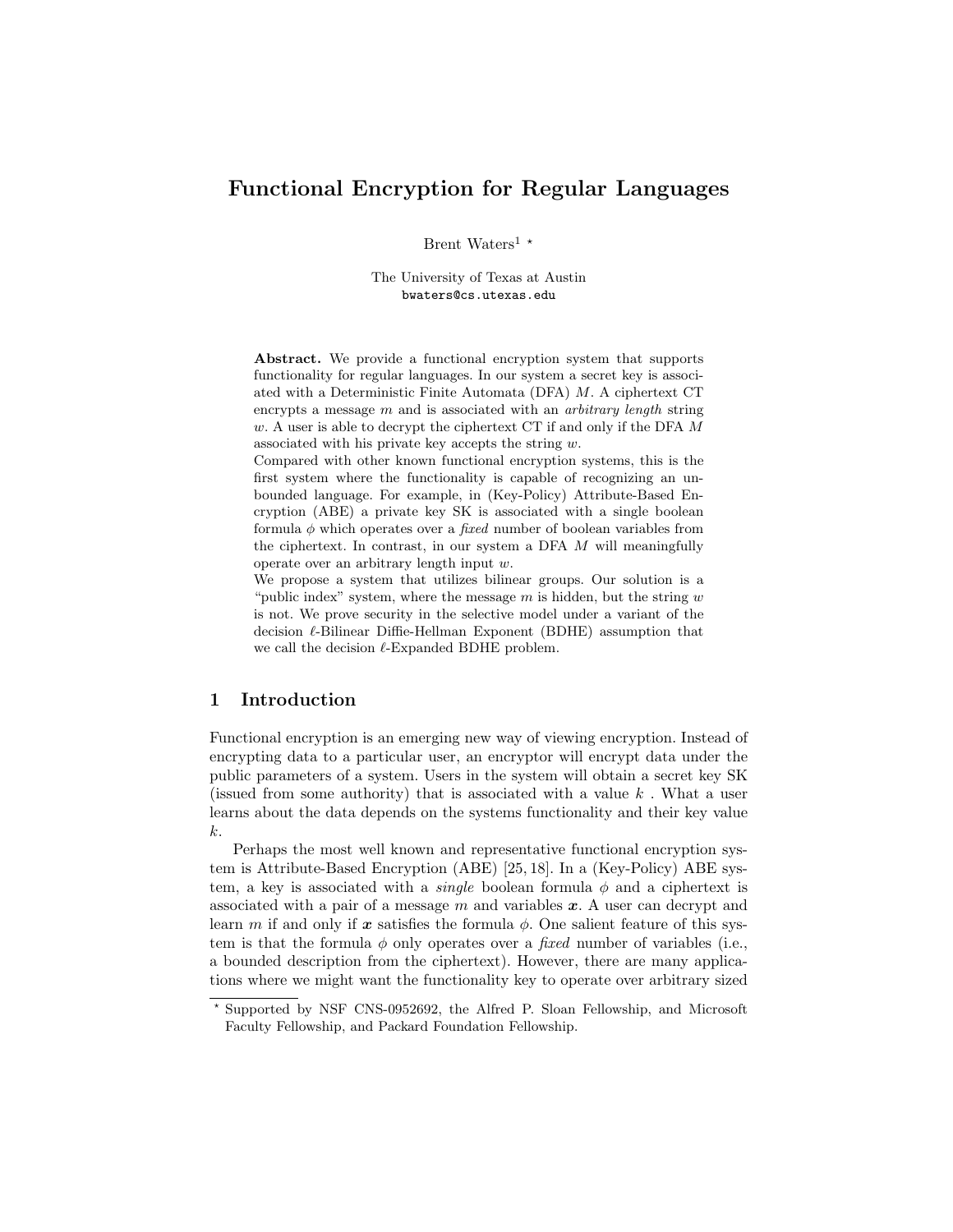# Functional Encryption for Regular Languages

Brent Waters[1] *

The University of Texas at Austin
bwaters@cs.utexas.edu

**Abstract.** We provide a functional encryption system that supports functionality for regular languages. In our system a secret key is associated with a Deterministic Finite Automata (DFA) $M$. A ciphertext CT encrypts a message $m$ and is associated with an *arbitrary length* string $w$. A user is able to decrypt the ciphertext CT if and only if the DFA $M$ associated with his private key accepts the string $w$.

Compared with other known functional encryption systems, this is the first system where the functionality is capable of recognizing an unbounded language. For example, in (Key-Policy) Attribute-Based Encryption (ABE) a private key SK is associated with a single boolean formula $\phi$ which operates over a *fixed* number of boolean variables from the ciphertext. In contrast, in our system a DFA $M$ will meaningfully operate over an arbitrary length input $w$.

We propose a system that utilizes bilinear groups. Our solution is a "public index" system, where the message $m$ is hidden, but the string $w$ is not. We prove security in the selective model under a variant of the decision $\ell$-Bilinear Diffie-Hellman Exponent (BDHE) assumption that we call the decision $\ell$-Expanded BDHE problem.

## 1 Introduction

Functional encryption is an emerging new way of viewing encryption. Instead of encrypting data to a particular user, an encryptor will encrypt data under the public parameters of a system. Users in the system will obtain a secret key SK (issued from some authority) that is associated with a value $k$ . What a user learns about the data depends on the systems functionality and their key value $k$.

Perhaps the most well known and representative functional encryption system is Attribute-Based Encryption (ABE) [25, 18]. In a (Key-Policy) ABE system, a key is associated with a *single* boolean formula $\phi$ and a ciphertext is associated with a pair of a message $m$ and variables $\boldsymbol{x}$. A user can decrypt and learn $m$ if and only if $\boldsymbol{x}$ satisfies the formula $\phi$. One salient feature of this system is that the formula $\phi$ only operates over a *fixed* number of variables (i.e., a bounded description from the ciphertext). However, there are many applications where we might want the functionality key to operate over arbitrary sized

* Supported by NSF CNS-0952692, the Alfred P. Sloan Fellowship, and Microsoft Faculty Fellowship, and Packard Foundation Fellowship.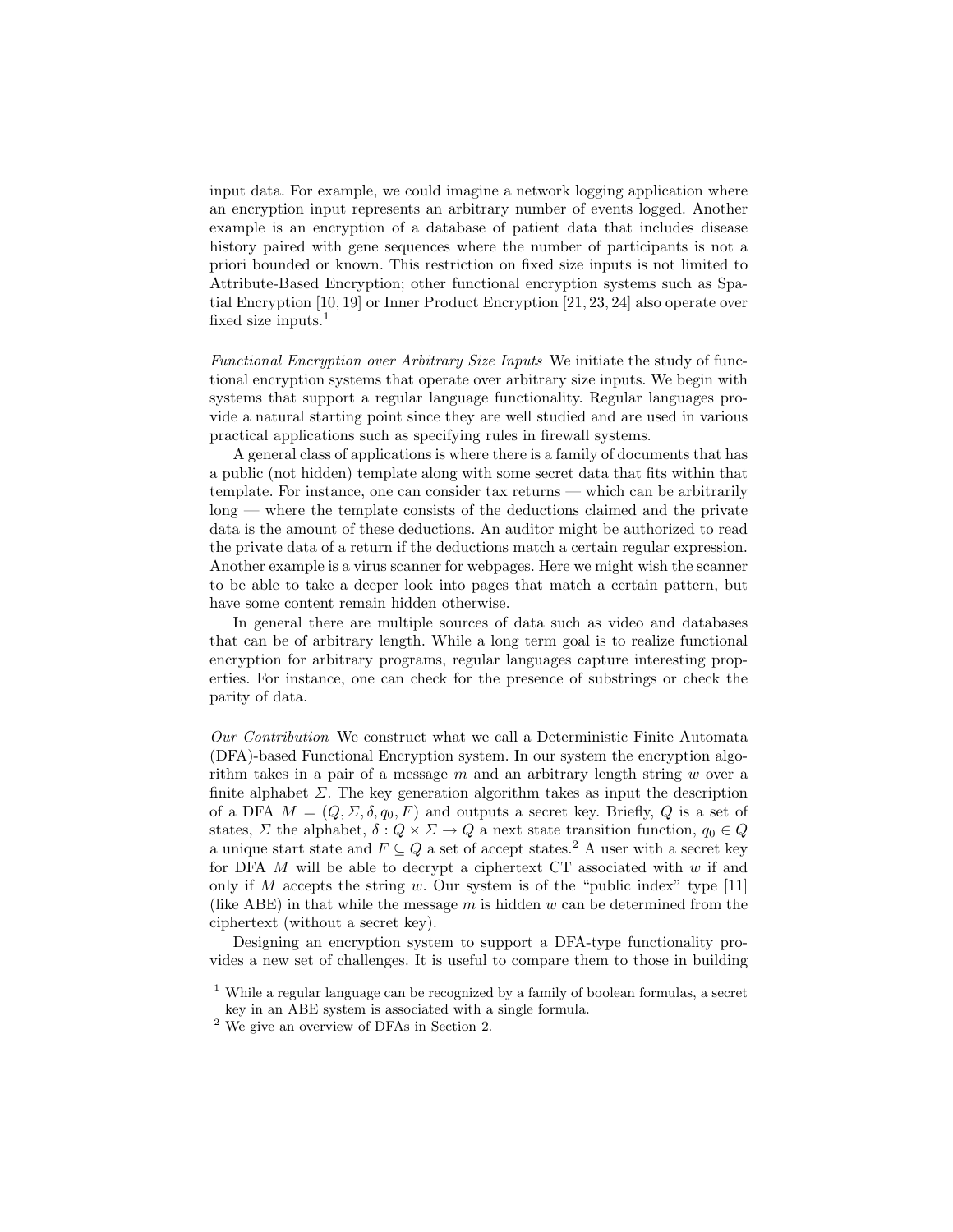input data. For example, we could imagine a network logging application where an encryption input represents an arbitrary number of events logged. Another example is an encryption of a database of patient data that includes disease history paired with gene sequences where the number of participants is not a priori bounded or known. This restriction on fixed size inputs is not limited to Attribute-Based Encryption; other functional encryption systems such as Spatial Encryption [10, 19] or Inner Product Encryption [21, 23, 24] also operate over fixed size inputs.[1]

*Functional Encryption over Arbitrary Size Inputs* We initiate the study of functional encryption systems that operate over arbitrary size inputs. We begin with systems that support a regular language functionality. Regular languages provide a natural starting point since they are well studied and are used in various practical applications such as specifying rules in firewall systems.

A general class of applications is where there is a family of documents that has a public (not hidden) template along with some secret data that fits within that template. For instance, one can consider tax returns — which can be arbitrarily long — where the template consists of the deductions claimed and the private data is the amount of these deductions. An auditor might be authorized to read the private data of a return if the deductions match a certain regular expression. Another example is a virus scanner for webpages. Here we might wish the scanner to be able to take a deeper look into pages that match a certain pattern, but have some content remain hidden otherwise.

In general there are multiple sources of data such as video and databases that can be of arbitrary length. While a long term goal is to realize functional encryption for arbitrary programs, regular languages capture interesting properties. For instance, one can check for the presence of substrings or check the parity of data.

*Our Contribution* We construct what we call a Deterministic Finite Automata (DFA)-based Functional Encryption system. In our system the encryption algorithm takes in a pair of a message $m$ and an arbitrary length string $w$ over a finite alphabet $\Sigma$. The key generation algorithm takes as input the description of a DFA $M = (Q, \Sigma, \delta, q_0, F)$ and outputs a secret key. Briefly, $Q$ is a set of states, $\Sigma$ the alphabet, $\delta : Q \times \Sigma \rightarrow Q$ a next state transition function, $q_0 \in Q$ a unique start state and $F \subseteq Q$ a set of accept states.[2] A user with a secret key for DFA $M$ will be able to decrypt a ciphertext CT associated with $w$ if and only if $M$ accepts the string $w$. Our system is of the "public index" type [11] (like ABE) in that while the message $m$ is hidden $w$ can be determined from the ciphertext (without a secret key).

Designing an encryption system to support a DFA-type functionality provides a new set of challenges. It is useful to compare them to those in building

[1] While a regular language can be recognized by a family of boolean formulas, a secret key in an ABE system is associated with a single formula.

[2] We give an overview of DFAs in Section 2.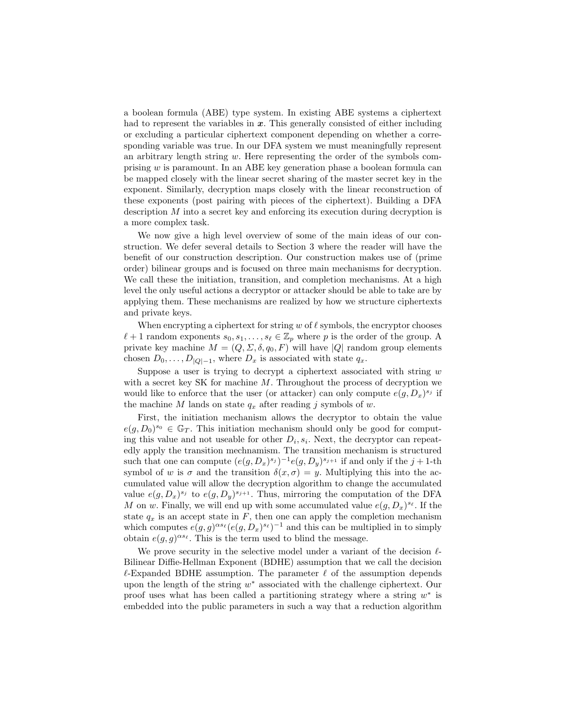a boolean formula (ABE) type system. In existing ABE systems a ciphertext had to represent the variables in $\boldsymbol{x}$. This generally consisted of either including or excluding a particular ciphertext component depending on whether a corresponding variable was true. In our DFA system we must meaningfully represent an arbitrary length string $w$. Here representing the order of the symbols comprising $w$ is paramount. In an ABE key generation phase a boolean formula can be mapped closely with the linear secret sharing of the master secret key in the exponent. Similarly, decryption maps closely with the linear reconstruction of these exponents (post pairing with pieces of the ciphertext). Building a DFA description $M$ into a secret key and enforcing its execution during decryption is a more complex task.

We now give a high level overview of some of the main ideas of our construction. We defer several details to Section 3 where the reader will have the benefit of our construction description. Our construction makes use of (prime order) bilinear groups and is focused on three main mechanisms for decryption. We call these the initiation, transition, and completion mechanisms. At a high level the only useful actions a decryptor or attacker should be able to take are by applying them. These mechanisms are realized by how we structure ciphertexts and private keys.

When encrypting a ciphertext for string $w$ of $\ell$ symbols, the encryptor chooses $\ell + 1$ random exponents $s_0, s_1, \ldots, s_\ell \in \mathbb{Z}_p$ where $p$ is the order of the group. A private key machine $M = (Q, \Sigma, \delta, q_0, F)$ will have $|Q|$ random group elements chosen $D_0, \ldots, D_{|Q|-1}$, where $D_x$ is associated with state $q_x$.

Suppose a user is trying to decrypt a ciphertext associated with string $w$ with a secret key SK for machine $M$. Throughout the process of decryption we would like to enforce that the user (or attacker) can only compute $e(g, D_x)^{s_j}$ if the machine $M$ lands on state $q_x$ after reading $j$ symbols of $w$.

First, the initiation mechanism allows the decryptor to obtain the value $e(g, D_0)^{s_0} \in \mathbb{G}_T$. This initiation mechanism should only be good for computing this value and not useable for other $D_i, s_i$. Next, the decryptor can repeatedly apply the transition mechnamism. The transition mechanism is structured such that one can compute $(e(g, D_x)^{s_j})^{-1} e(g, D_y)^{s_{j+1}}$ if and only if the $j+1$-th symbol of $w$ is $\sigma$ and the transition $\delta(x, \sigma) = y$. Multiplying this into the accumulated value will allow the decryption algorithm to change the accumulated value $e(g, D_x)^{s_j}$ to $e(g, D_y)^{s_{j+1}}$. Thus, mirroring the computation of the DFA $M$ on $w$. Finally, we will end up with some accumulated value $e(g, D_x)^{s_\ell}$. If the state $q_x$ is an accept state in $F$, then one can apply the completion mechanism which computes $e(g, g)^{\alpha s_\ell} (e(g, D_x)^{s_\ell})^{-1}$ and this can be multiplied in to simply obtain $e(g, g)^{\alpha s_\ell}$. This is the term used to blind the message.

We prove security in the selective model under a variant of the decision $\ell$-Bilinear Diffie-Hellman Exponent (BDHE) assumption that we call the decision $\ell$-Expanded BDHE assumption. The parameter $\ell$ of the assumption depends upon the length of the string $w^*$ associated with the challenge ciphertext. Our proof uses what has been called a partitioning strategy where a string $w^*$ is embedded into the public parameters in such a way that a reduction algorithm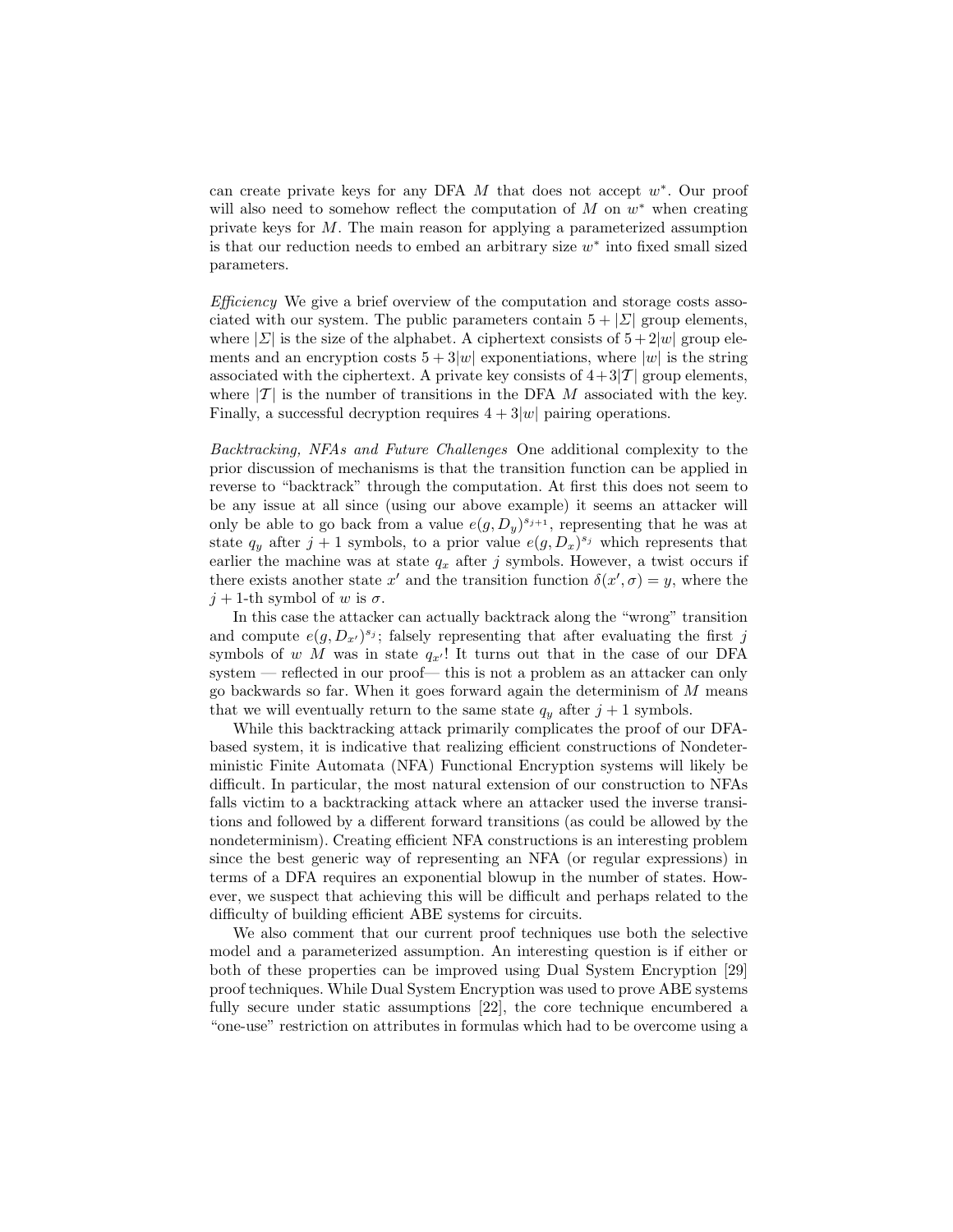can create private keys for any DFA $M$ that does not accept $w^*$. Our proof will also need to somehow reflect the computation of $M$ on $w^*$ when creating private keys for $M$. The main reason for applying a parameterized assumption is that our reduction needs to embed an arbitrary size $w^*$ into fixed small sized parameters.

*Efficiency* We give a brief overview of the computation and storage costs associated with our system. The public parameters contain $5 + |\Sigma|$ group elements, where $|\Sigma|$ is the size of the alphabet. A ciphertext consists of $5+2|w|$ group elements and an encryption costs $5 + 3|w|$ exponentiations, where $|w|$ is the string associated with the ciphertext. A private key consists of $4+3|\mathcal{T}|$ group elements, where $|\mathcal{T}|$ is the number of transitions in the DFA $M$ associated with the key. Finally, a successful decryption requires $4 + 3|w|$ pairing operations.

*Backtracking, NFAs and Future Challenges* One additional complexity to the prior discussion of mechanisms is that the transition function can be applied in reverse to "backtrack" through the computation. At first this does not seem to be any issue at all since (using our above example) it seems an attacker will only be able to go back from a value $e(g, D_y)^{s_{j+1}}$, representing that he was at state $q_y$ after $j + 1$ symbols, to a prior value $e(g, D_x)^{s_j}$ which represents that earlier the machine was at state $q_x$ after $j$ symbols. However, a twist occurs if there exists another state $x'$ and the transition function $\delta(x', \sigma) = y$, where the $j + 1$-th symbol of $w$ is $\sigma$.

In this case the attacker can actually backtrack along the "wrong" transition and compute $e(g, D_{x'})^{s_j}$; falsely representing that after evaluating the first $j$ symbols of $w$ $M$ was in state $q_{x'}$! It turns out that in the case of our DFA system — reflected in our proof— this is not a problem as an attacker can only go backwards so far. When it goes forward again the determinism of $M$ means that we will eventually return to the same state $q_y$ after $j + 1$ symbols.

While this backtracking attack primarily complicates the proof of our DFA-based system, it is indicative that realizing efficient constructions of Nondeterministic Finite Automata (NFA) Functional Encryption systems will likely be difficult. In particular, the most natural extension of our construction to NFAs falls victim to a backtracking attack where an attacker used the inverse transitions and followed by a different forward transitions (as could be allowed by the nondeterminism). Creating efficient NFA constructions is an interesting problem since the best generic way of representing an NFA (or regular expressions) in terms of a DFA requires an exponential blowup in the number of states. However, we suspect that achieving this will be difficult and perhaps related to the difficulty of building efficient ABE systems for circuits.

We also comment that our current proof techniques use both the selective model and a parameterized assumption. An interesting question is if either or both of these properties can be improved using Dual System Encryption [29] proof techniques. While Dual System Encryption was used to prove ABE systems fully secure under static assumptions [22], the core technique encumbered a "one-use" restriction on attributes in formulas which had to be overcome using a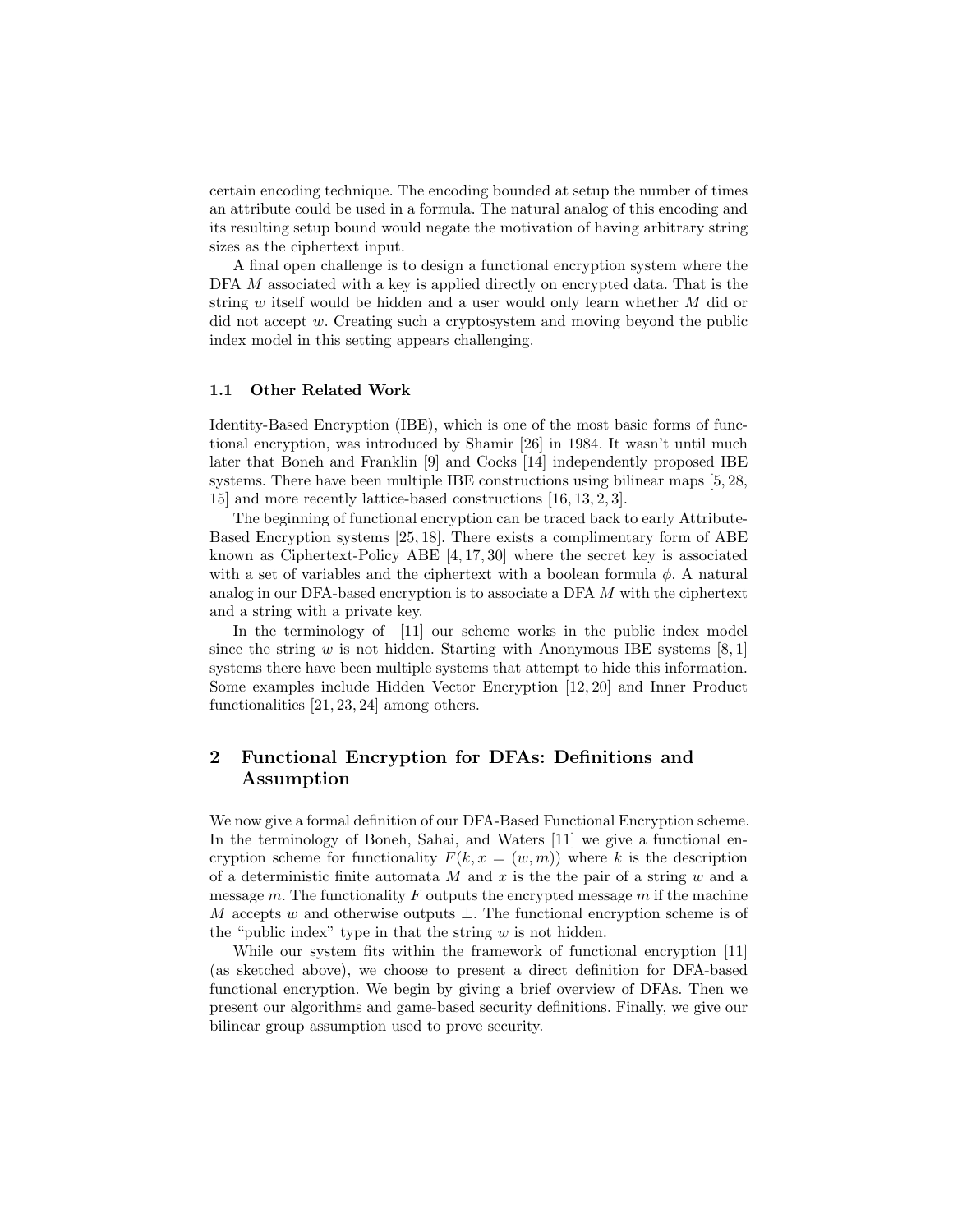certain encoding technique. The encoding bounded at setup the number of times an attribute could be used in a formula. The natural analog of this encoding and its resulting setup bound would negate the motivation of having arbitrary string sizes as the ciphertext input.

A final open challenge is to design a functional encryption system where the DFA $M$ associated with a key is applied directly on encrypted data. That is the string $w$ itself would be hidden and a user would only learn whether $M$ did or did not accept $w$. Creating such a cryptosystem and moving beyond the public index model in this setting appears challenging.

### 1.1 Other Related Work

Identity-Based Encryption (IBE), which is one of the most basic forms of functional encryption, was introduced by Shamir [26] in 1984. It wasn't until much later that Boneh and Franklin [9] and Cocks [14] independently proposed IBE systems. There have been multiple IBE constructions using bilinear maps [5, 28, 15] and more recently lattice-based constructions [16, 13, 2, 3].

The beginning of functional encryption can be traced back to early Attribute-Based Encryption systems [25, 18]. There exists a complimentary form of ABE known as Ciphertext-Policy ABE [4, 17, 30] where the secret key is associated with a set of variables and the ciphertext with a boolean formula $\phi$. A natural analog in our DFA-based encryption is to associate a DFA $M$ with the ciphertext and a string with a private key.

In the terminology of [11] our scheme works in the public index model since the string $w$ is not hidden. Starting with Anonymous IBE systems [8, 1] systems there have been multiple systems that attempt to hide this information. Some examples include Hidden Vector Encryption [12, 20] and Inner Product functionalities [21, 23, 24] among others.

## 2 Functional Encryption for DFAs: Definitions and Assumption

We now give a formal definition of our DFA-Based Functional Encryption scheme. In the terminology of Boneh, Sahai, and Waters [11] we give a functional encryption scheme for functionality $F(k, x = (w, m))$ where $k$ is the description of a deterministic finite automata $M$ and $x$ is the the pair of a string $w$ and a message $m$. The functionality $F$ outputs the encrypted message $m$ if the machine $M$ accepts $w$ and otherwise outputs $\perp$. The functional encryption scheme is of the "public index" type in that the string $w$ is not hidden.

While our system fits within the framework of functional encryption [11] (as sketched above), we choose to present a direct definition for DFA-based functional encryption. We begin by giving a brief overview of DFAs. Then we present our algorithms and game-based security definitions. Finally, we give our bilinear group assumption used to prove security.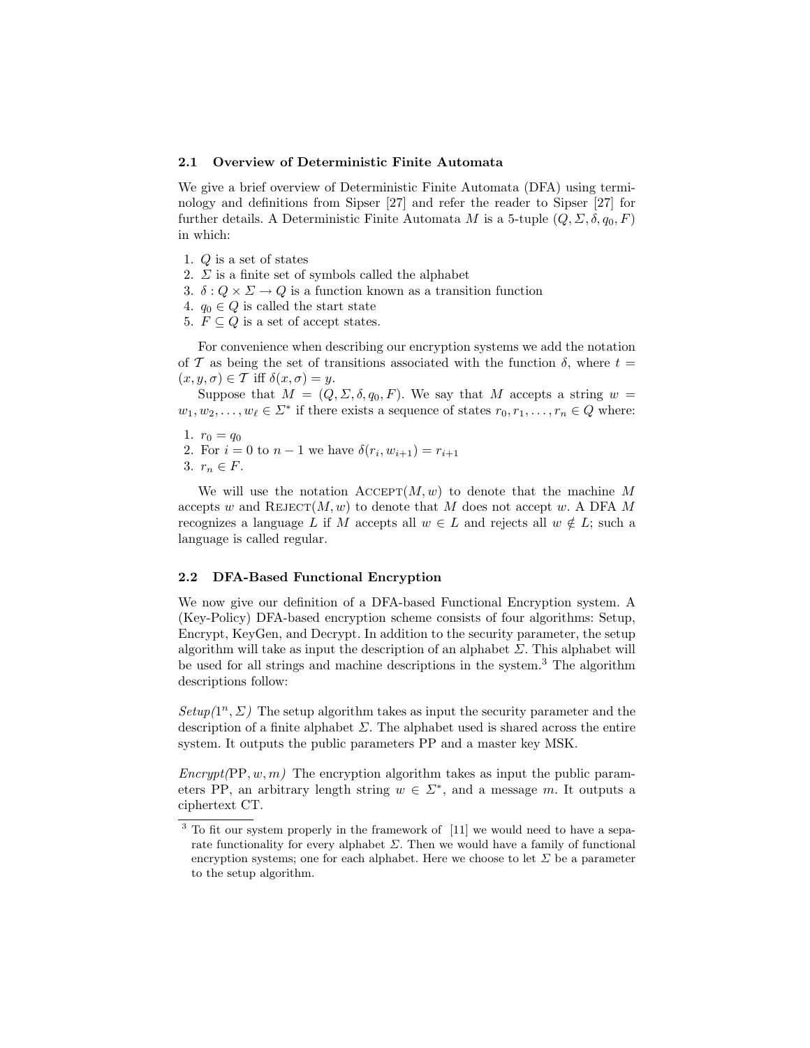### 2.1 Overview of Deterministic Finite Automata

We give a brief overview of Deterministic Finite Automata (DFA) using terminology and definitions from Sipser [27] and refer the reader to Sipser [27] for further details. A Deterministic Finite Automata $M$ is a 5-tuple $(Q, \Sigma, \delta, q_0, F)$ in which:

1. $Q$ is a set of states
2. $\Sigma$ is a finite set of symbols called the alphabet
3. $\delta : Q \times \Sigma \rightarrow Q$ is a function known as a transition function
4. $q_0 \in Q$ is called the start state
5. $F \subseteq Q$ is a set of accept states.

For convenience when describing our encryption systems we add the notation of $\mathcal{T}$ as being the set of transitions associated with the function $\delta$, where $t = (x, y, \sigma) \in \mathcal{T}$ iff $\delta(x, \sigma) = y$.

Suppose that $M = (Q, \Sigma, \delta, q_0, F)$. We say that $M$ accepts a string $w = w_1, w_2, \ldots, w_\ell \in \Sigma^*$ if there exists a sequence of states $r_0, r_1, \ldots, r_n \in Q$ where:

1. $r_0 = q_0$
2. For $i = 0$ to $n - 1$ we have $\delta(r_i, w_{i+1}) = r_{i+1}$
3. $r_n \in F$.

We will use the notation $\text{Accept}(M, w)$ to denote that the machine $M$ accepts $w$ and $\text{Reject}(M, w)$ to denote that $M$ does not accept $w$. A DFA $M$ recognizes a language $L$ if $M$ accepts all $w \in L$ and rejects all $w \notin L$; such a language is called regular.

### 2.2 DFA-Based Functional Encryption

We now give our definition of a DFA-based Functional Encryption system. A (Key-Policy) DFA-based encryption scheme consists of four algorithms: Setup, Encrypt, KeyGen, and Decrypt. In addition to the security parameter, the setup algorithm will take as input the description of an alphabet $\Sigma$. This alphabet will be used for all strings and machine descriptions in the system.[3] The algorithm descriptions follow:

*Setup*$(1^n, \Sigma)$ The setup algorithm takes as input the security parameter and the description of a finite alphabet $\Sigma$. The alphabet used is shared across the entire system. It outputs the public parameters PP and a master key MSK.

*Encrypt*$(\text{PP}, w, m)$ The encryption algorithm takes as input the public parameters PP, an arbitrary length string $w \in \Sigma^*$, and a message $m$. It outputs a ciphertext CT.

[3] To fit our system properly in the framework of [11] we would need to have a separate functionality for every alphabet $\Sigma$. Then we would have a family of functional encryption systems; one for each alphabet. Here we choose to let $\Sigma$ be a parameter to the setup algorithm.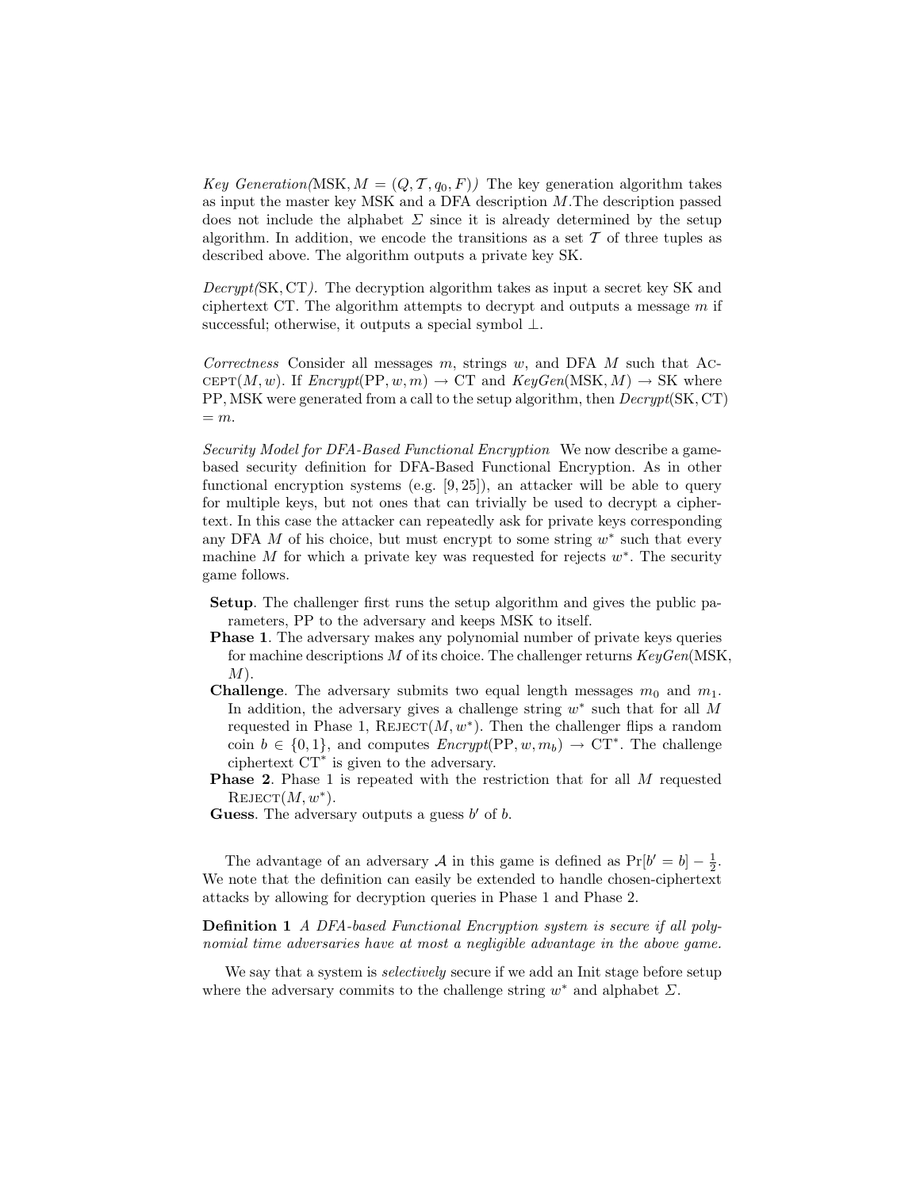*Key Generation*($\text{MSK}, M = (Q, \mathcal{T}, q_0, F)$) The key generation algorithm takes as input the master key MSK and a DFA description $M$.The description passed does not include the alphabet $\Sigma$ since it is already determined by the setup algorithm. In addition, we encode the transitions as a set $\mathcal{T}$ of three tuples as described above. The algorithm outputs a private key SK.

*Decrypt*(SK, CT). The decryption algorithm takes as input a secret key SK and ciphertext CT. The algorithm attempts to decrypt and outputs a message $m$ if successful; otherwise, it outputs a special symbol $\perp$.

*Correctness* Consider all messages $m$, strings $w$, and DFA $M$ such that $\text{ACCEPT}(M, w)$. If $\textit{Encrypt}(\text{PP}, w, m) \rightarrow \text{CT}$ and $\textit{KeyGen}(\text{MSK}, M) \rightarrow \text{SK}$ where PP, MSK were generated from a call to the setup algorithm, then $\textit{Decrypt}(\text{SK}, \text{CT}) = m$.

*Security Model for DFA-Based Functional Encryption* We now describe a game-based security definition for DFA-Based Functional Encryption. As in other functional encryption systems (e.g. [9, 25]), an attacker will be able to query for multiple keys, but not ones that can trivially be used to decrypt a ciphertext. In this case the attacker can repeatedly ask for private keys corresponding any DFA $M$ of his choice, but must encrypt to some string $w^*$ such that every machine $M$ for which a private key was requested for rejects $w^*$. The security game follows.

- **Setup**. The challenger first runs the setup algorithm and gives the public parameters, PP to the adversary and keeps MSK to itself.
- **Phase 1**. The adversary makes any polynomial number of private keys queries for machine descriptions $M$ of its choice. The challenger returns $\textit{KeyGen}(\text{MSK}, M)$.
- **Challenge**. The adversary submits two equal length messages $m_0$ and $m_1$. In addition, the adversary gives a challenge string $w^*$ such that for all $M$ requested in Phase 1, $\text{REJECT}(M, w^*)$. Then the challenger flips a random coin $b \in \{0, 1\}$, and computes $\textit{Encrypt}(\text{PP}, w, m_b) \rightarrow \text{CT}^*$. The challenge ciphertext $\text{CT}^*$ is given to the adversary.
- **Phase 2**. Phase 1 is repeated with the restriction that for all $M$ requested $\text{REJECT}(M, w^*)$.
- **Guess**. The adversary outputs a guess $b'$ of $b$.

The advantage of an adversary $\mathcal{A}$ in this game is defined as $\Pr[b' = b] - \frac{1}{2}$. We note that the definition can easily be extended to handle chosen-ciphertext attacks by allowing for decryption queries in Phase 1 and Phase 2.

**Definition 1** *A DFA-based Functional Encryption system is secure if all polynomial time adversaries have at most a negligible advantage in the above game.*

We say that a system is *selectively* secure if we add an Init stage before setup where the adversary commits to the challenge string $w^*$ and alphabet $\Sigma$.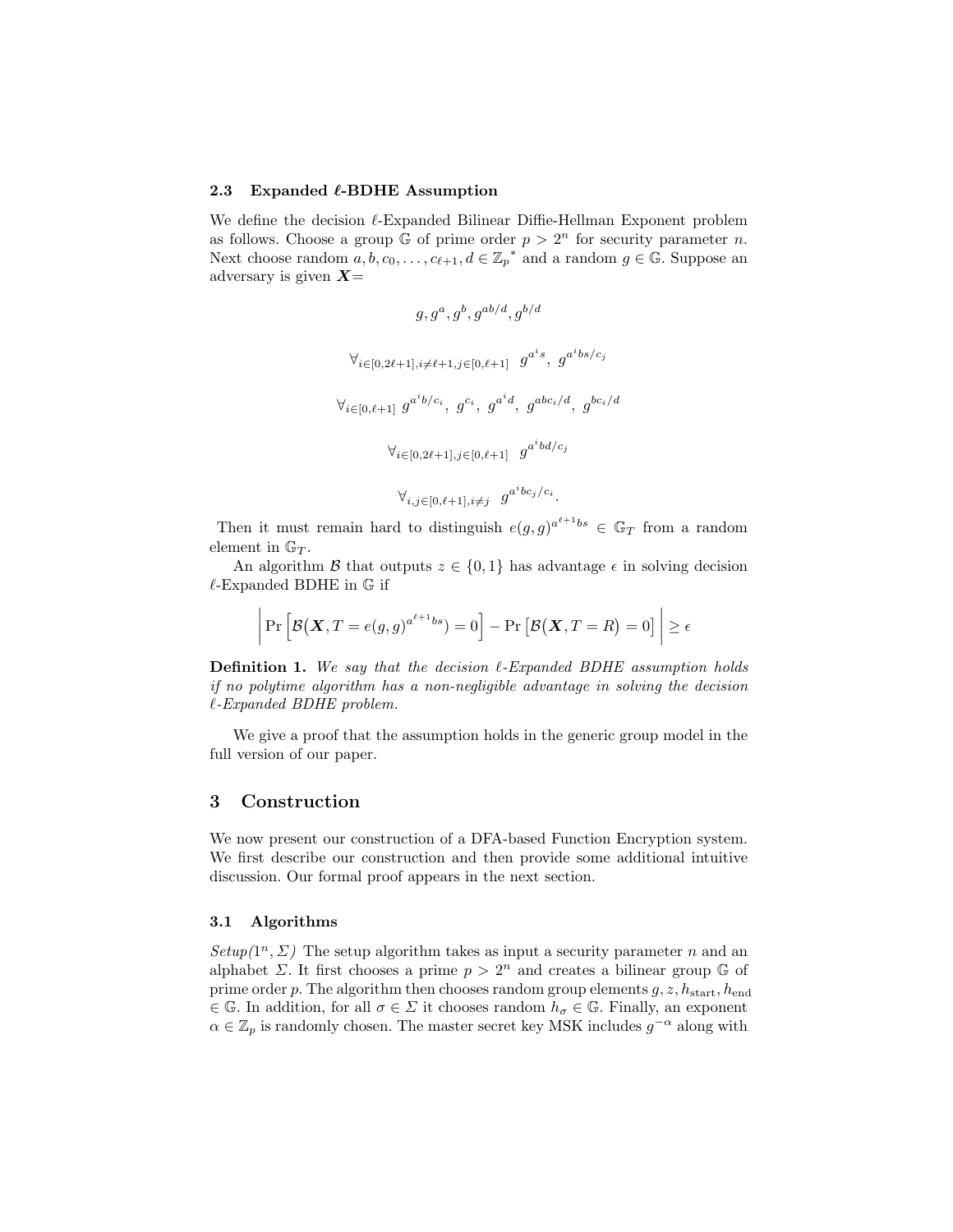### 2.3 Expanded $\ell$-BDHE Assumption

We define the decision $\ell$-Expanded Bilinear Diffie-Hellman Exponent problem as follows. Choose a group $\mathbb{G}$ of prime order $p > 2^n$ for security parameter $n$. Next choose random $a, b, c_0, \ldots, c_{\ell+1}, d \in {\mathbb{Z}_p}^*$ and a random $g \in \mathbb{G}$. Suppose an adversary is given $\boldsymbol{X}=$

$$g, g^a, g^b, g^{ab/d}, g^{b/d}$$

$$\forall_{i \in [0,2\ell+1], i \neq \ell+1, j \in [0,\ell+1]} \quad g^{a^i s},\ g^{a^i bs/c_j}$$

$$\forall_{i \in [0,\ell+1]}\ g^{a^i b/c_i},\ g^{c_i},\ g^{a^i d},\ g^{abc_i/d},\ g^{bc_i/d}$$

$$\forall_{i \in [0,2\ell+1], j \in [0,\ell+1]} \quad g^{a^i bd/c_j}$$

$$\forall_{i,j \in [0,\ell+1], i \neq j} \quad g^{a^i bc_j/c_i}.$$

Then it must remain hard to distinguish $e(g,g)^{a^{\ell+1}bs} \in \mathbb{G}_T$ from a random element in $\mathbb{G}_T$.

An algorithm $\mathcal{B}$ that outputs $z \in \{0,1\}$ has advantage $\epsilon$ in solving decision $\ell$-Expanded BDHE in $\mathbb{G}$ if

$$\left| \Pr\left[\mathcal{B}\big(\boldsymbol{X}, T = e(g,g)^{a^{\ell+1}bs}\big) = 0\right] - \Pr\left[\mathcal{B}\big(\boldsymbol{X}, T = R\big) = 0\right] \right| \geq \epsilon$$

**Definition 1.** *We say that the decision $\ell$-Expanded BDHE assumption holds if no polytime algorithm has a non-negligible advantage in solving the decision $\ell$-Expanded BDHE problem.*

We give a proof that the assumption holds in the generic group model in the full version of our paper.

## 3 Construction

We now present our construction of a DFA-based Function Encryption system. We first describe our construction and then provide some additional intuitive discussion. Our formal proof appears in the next section.

### 3.1 Algorithms

*Setup($1^n, \Sigma$)* The setup algorithm takes as input a security parameter $n$ and an alphabet $\Sigma$. It first chooses a prime $p > 2^n$ and creates a bilinear group $\mathbb{G}$ of prime order $p$. The algorithm then chooses random group elements $g, z, h_{\text{start}}, h_{\text{end}} \in \mathbb{G}$. In addition, for all $\sigma \in \Sigma$ it chooses random $h_\sigma \in \mathbb{G}$. Finally, an exponent $\alpha \in \mathbb{Z}_p$ is randomly chosen. The master secret key MSK includes $g^{-\alpha}$ along with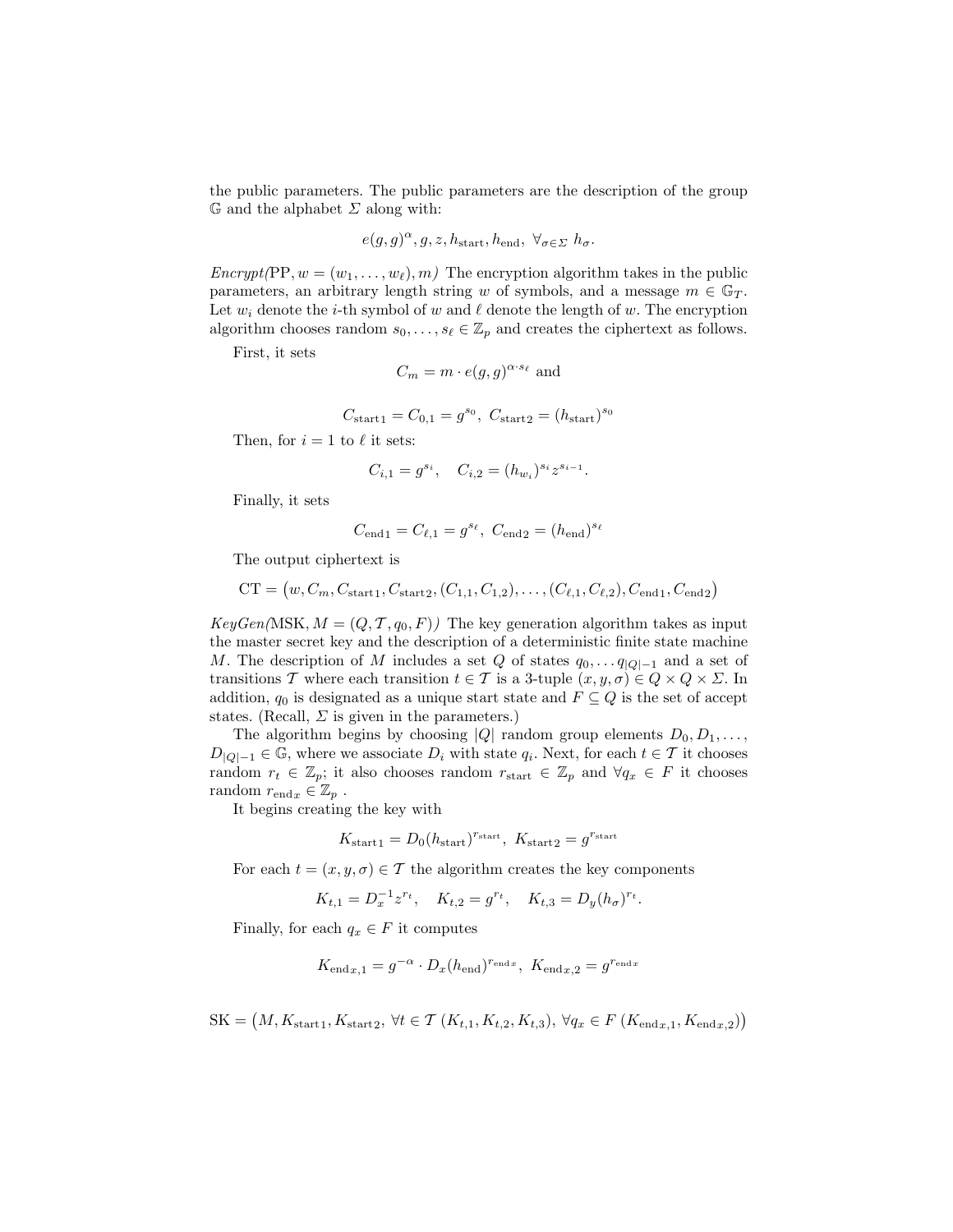the public parameters. The public parameters are the description of the group $\mathbb{G}$ and the alphabet $\Sigma$ along with:

$$e(g,g)^{\alpha}, g, z, h_{\text{start}}, h_{\text{end}}, \ \forall_{\sigma \in \Sigma} \ h_{\sigma}.$$

*Encrypt(*$\text{PP}, w = (w_1, \ldots, w_\ell), m$*)* The encryption algorithm takes in the public parameters, an arbitrary length string $w$ of symbols, and a message $m \in \mathbb{G}_T$. Let $w_i$ denote the $i$-th symbol of $w$ and $\ell$ denote the length of $w$. The encryption algorithm chooses random $s_0, \ldots, s_\ell \in \mathbb{Z}_p$ and creates the ciphertext as follows.

First, it sets

$$C_m = m \cdot e(g,g)^{\alpha \cdot s_\ell} \text{ and}$$

$$C_{\text{start}1} = C_{0,1} = g^{s_0}, \ C_{\text{start}2} = (h_{\text{start}})^{s_0}$$

Then, for $i = 1$ to $\ell$ it sets:

$$C_{i,1} = g^{s_i}, \quad C_{i,2} = (h_{w_i})^{s_i} z^{s_{i-1}}.$$

Finally, it sets

$$C_{\text{end}1} = C_{\ell,1} = g^{s_\ell}, \ C_{\text{end}2} = (h_{\text{end}})^{s_\ell}$$

The output ciphertext is

$$\text{CT} = \big(w, C_m, C_{\text{start}1}, C_{\text{start}2}, (C_{1,1}, C_{1,2}), \ldots, (C_{\ell,1}, C_{\ell,2}), C_{\text{end}1}, C_{\text{end}2}\big)$$

*KeyGen(*$\text{MSK}, M = (Q, \mathcal{T}, q_0, F)$*)* The key generation algorithm takes as input the master secret key and the description of a deterministic finite state machine $M$. The description of $M$ includes a set $Q$ of states $q_0, \ldots q_{|Q|-1}$ and a set of transitions $\mathcal{T}$ where each transition $t \in \mathcal{T}$ is a 3-tuple $(x, y, \sigma) \in Q \times Q \times \Sigma$. In addition, $q_0$ is designated as a unique start state and $F \subseteq Q$ is the set of accept states. (Recall, $\Sigma$ is given in the parameters.)

The algorithm begins by choosing $|Q|$ random group elements $D_0, D_1, \ldots, D_{|Q|-1} \in \mathbb{G}$, where we associate $D_i$ with state $q_i$. Next, for each $t \in \mathcal{T}$ it chooses random $r_t \in \mathbb{Z}_p$; it also chooses random $r_{\text{start}} \in \mathbb{Z}_p$ and $\forall q_x \in F$ it chooses random $r_{\text{end}x} \in \mathbb{Z}_p$ .

It begins creating the key with

$$K_{\text{start}1} = D_0 (h_{\text{start}})^{r_{\text{start}}}, \ K_{\text{start}2} = g^{r_{\text{start}}}$$

For each $t = (x, y, \sigma) \in \mathcal{T}$ the algorithm creates the key components

$$K_{t,1} = D_x^{-1} z^{r_t}, \quad K_{t,2} = g^{r_t}, \quad K_{t,3} = D_y (h_\sigma)^{r_t}.$$

Finally, for each $q_x \in F$ it computes

$$K_{\text{end}x,1} = g^{-\alpha} \cdot D_x (h_{\text{end}})^{r_{\text{end}x}}, \ K_{\text{end}x,2} = g^{r_{\text{end}x}}$$

$$\text{SK} = \big(M, K_{\text{start}1}, K_{\text{start}2}, \ \forall t \in \mathcal{T} \ (K_{t,1}, K_{t,2}, K_{t,3}), \ \forall q_x \in F \ (K_{\text{end}x,1}, K_{\text{end}x,2})\big)$$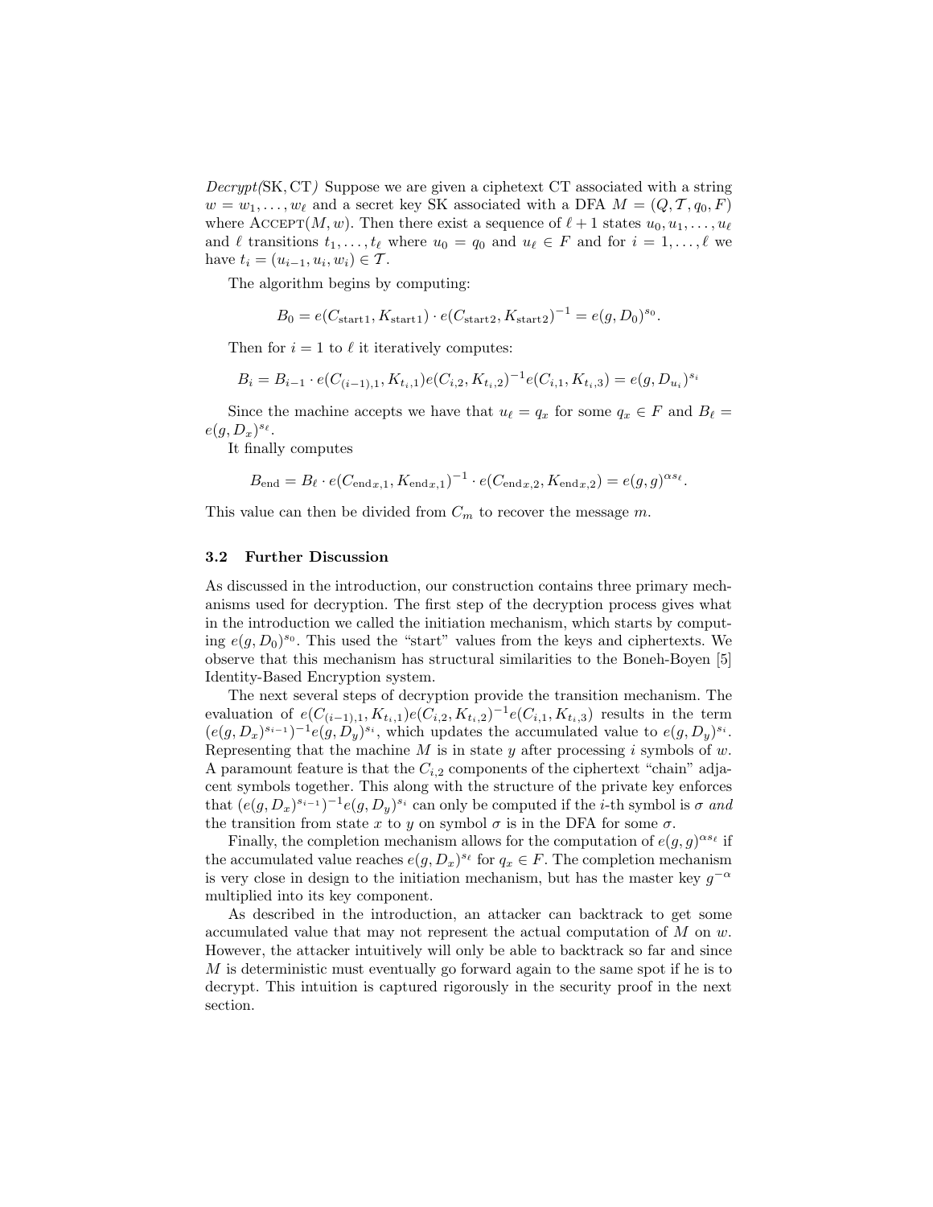*Decrypt*(SK, CT) Suppose we are given a ciphertext CT associated with a string $w = w_1, \ldots, w_\ell$ and a secret key SK associated with a DFA $M = (Q, \mathcal{T}, q_0, F)$ where $\text{Accept}(M, w)$. Then there exist a sequence of $\ell + 1$ states $u_0, u_1, \ldots, u_\ell$ and $\ell$ transitions $t_1, \ldots, t_\ell$ where $u_0 = q_0$ and $u_\ell \in F$ and for $i = 1, \ldots, \ell$ we have $t_i = (u_{i-1}, u_i, w_i) \in \mathcal{T}$.

The algorithm begins by computing:

$$B_0 = e(C_{\text{start}1}, K_{\text{start}1}) \cdot e(C_{\text{start}2}, K_{\text{start}2})^{-1} = e(g, D_0)^{s_0}.$$

Then for $i = 1$ to $\ell$ it iteratively computes:

$$B_i = B_{i-1} \cdot e(C_{(i-1),1}, K_{t_i,1}) e(C_{i,2}, K_{t_i,2})^{-1} e(C_{i,1}, K_{t_i,3}) = e(g, D_{u_i})^{s_i}$$

Since the machine accepts we have that $u_\ell = q_x$ for some $q_x \in F$ and $B_\ell = e(g, D_x)^{s_\ell}$.

It finally computes

$$B_{\text{end}} = B_\ell \cdot e(C_{\text{end}x,1}, K_{\text{end}x,1})^{-1} \cdot e(C_{\text{end}x,2}, K_{\text{end}x,2}) = e(g, g)^{\alpha s_\ell}.$$

This value can then be divided from $C_m$ to recover the message $m$.

### 3.2 Further Discussion

As discussed in the introduction, our construction contains three primary mechanisms used for decryption. The first step of the decryption process gives what in the introduction we called the initiation mechanism, which starts by computing $e(g, D_0)^{s_0}$. This used the "start" values from the keys and ciphertexts. We observe that this mechanism has structural similarities to the Boneh-Boyen [5] Identity-Based Encryption system.

The next several steps of decryption provide the transition mechanism. The evaluation of $e(C_{(i-1),1}, K_{t_i,1}) e(C_{i,2}, K_{t_i,2})^{-1} e(C_{i,1}, K_{t_i,3})$ results in the term $(e(g, D_x)^{s_{i-1}})^{-1} e(g, D_y)^{s_i}$, which updates the accumulated value to $e(g, D_y)^{s_i}$. Representing that the machine $M$ is in state $y$ after processing $i$ symbols of $w$. A paramount feature is that the $C_{i,2}$ components of the ciphertext "chain" adjacent symbols together. This along with the structure of the private key enforces that $(e(g, D_x)^{s_{i-1}})^{-1} e(g, D_y)^{s_i}$ can only be computed if the $i$-th symbol is $\sigma$ *and* the transition from state $x$ to $y$ on symbol $\sigma$ is in the DFA for some $\sigma$.

Finally, the completion mechanism allows for the computation of $e(g, g)^{\alpha s_\ell}$ if the accumulated value reaches $e(g, D_x)^{s_\ell}$ for $q_x \in F$. The completion mechanism is very close in design to the initiation mechanism, but has the master key $g^{-\alpha}$ multiplied into its key component.

As described in the introduction, an attacker can backtrack to get some accumulated value that may not represent the actual computation of $M$ on $w$. However, the attacker intuitively will only be able to backtrack so far and since $M$ is deterministic must eventually go forward again to the same spot if he is to decrypt. This intuition is captured rigorously in the security proof in the next section.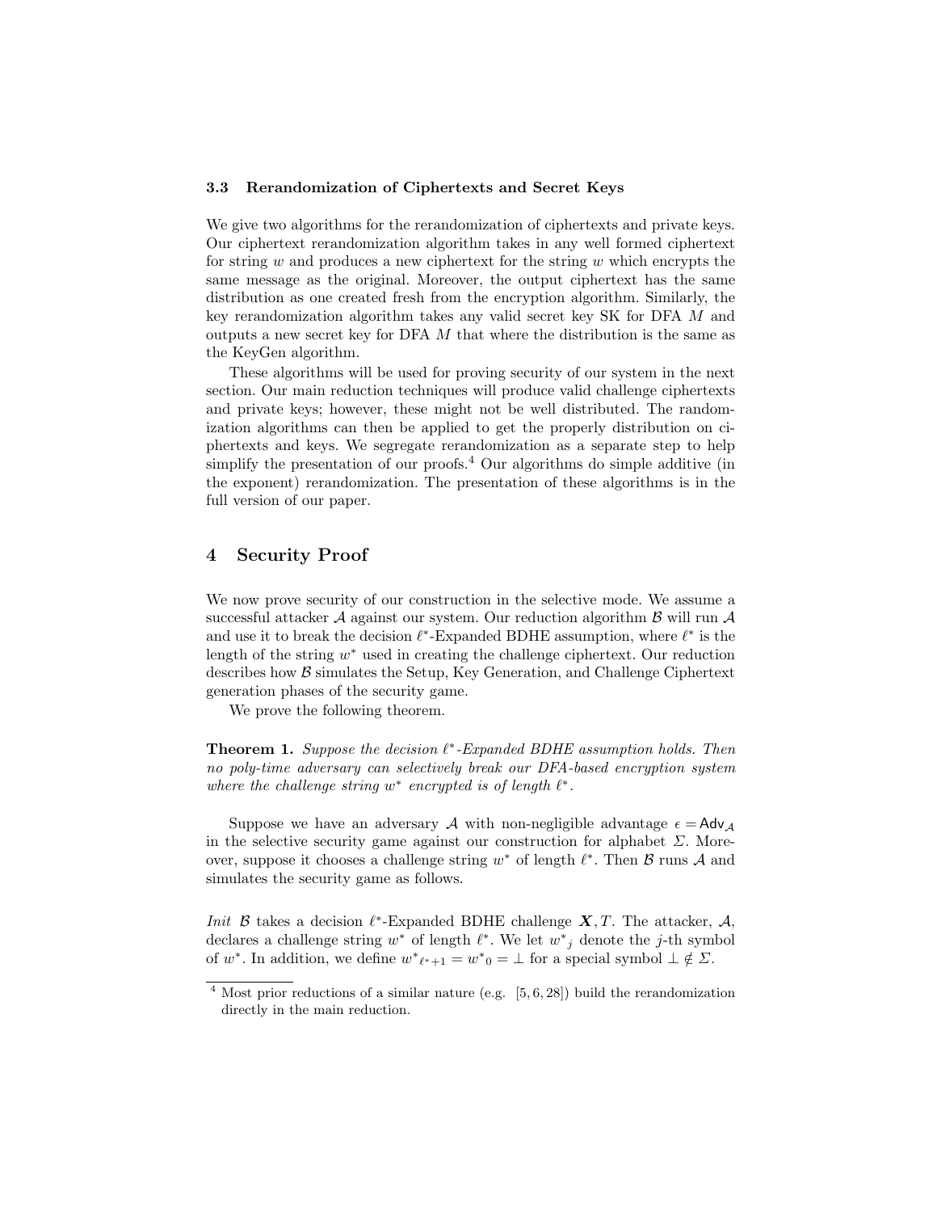### 3.3 Rerandomization of Ciphertexts and Secret Keys

We give two algorithms for the rerandomization of ciphertexts and private keys. Our ciphertext rerandomization algorithm takes in any well formed ciphertext for string $w$ and produces a new ciphertext for the string $w$ which encrypts the same message as the original. Moreover, the output ciphertext has the same distribution as one created fresh from the encryption algorithm. Similarly, the key rerandomization algorithm takes any valid secret key SK for DFA $M$ and outputs a new secret key for DFA $M$ that where the distribution is the same as the KeyGen algorithm.

These algorithms will be used for proving security of our system in the next section. Our main reduction techniques will produce valid challenge ciphertexts and private keys; however, these might not be well distributed. The randomization algorithms can then be applied to get the properly distribution on ciphertexts and keys. We segregate rerandomization as a separate step to help simplify the presentation of our proofs.[4] Our algorithms do simple additive (in the exponent) rerandomization. The presentation of these algorithms is in the full version of our paper.

## 4 Security Proof

We now prove security of our construction in the selective mode. We assume a successful attacker $\mathcal{A}$ against our system. Our reduction algorithm $\mathcal{B}$ will run $\mathcal{A}$ and use it to break the decision $\ell^*$-Expanded BDHE assumption, where $\ell^*$ is the length of the string $w^*$ used in creating the challenge ciphertext. Our reduction describes how $\mathcal{B}$ simulates the Setup, Key Generation, and Challenge Ciphertext generation phases of the security game.

We prove the following theorem.

**Theorem 1.** *Suppose the decision $\ell^*$-Expanded BDHE assumption holds. Then no poly-time adversary can selectively break our DFA-based encryption system where the challenge string $w^*$ encrypted is of length $\ell^*$.*

Suppose we have an adversary $\mathcal{A}$ with non-negligible advantage $\epsilon = \mathsf{Adv}_{\mathcal{A}}$ in the selective security game against our construction for alphabet $\Sigma$. Moreover, suppose it chooses a challenge string $w^*$ of length $\ell^*$. Then $\mathcal{B}$ runs $\mathcal{A}$ and simulates the security game as follows.

*Init* $\mathcal{B}$ takes a decision $\ell^*$-Expanded BDHE challenge $\boldsymbol{X}, T$. The attacker, $\mathcal{A}$, declares a challenge string $w^*$ of length $\ell^*$. We let ${w^*}_j$ denote the $j$-th symbol of $w^*$. In addition, we define ${w^*}_{\ell^*+1} = {w^*}_0 = \perp$ for a special symbol $\perp \notin \Sigma$.

[4] Most prior reductions of a similar nature (e.g. [5, 6, 28]) build the rerandomization directly in the main reduction.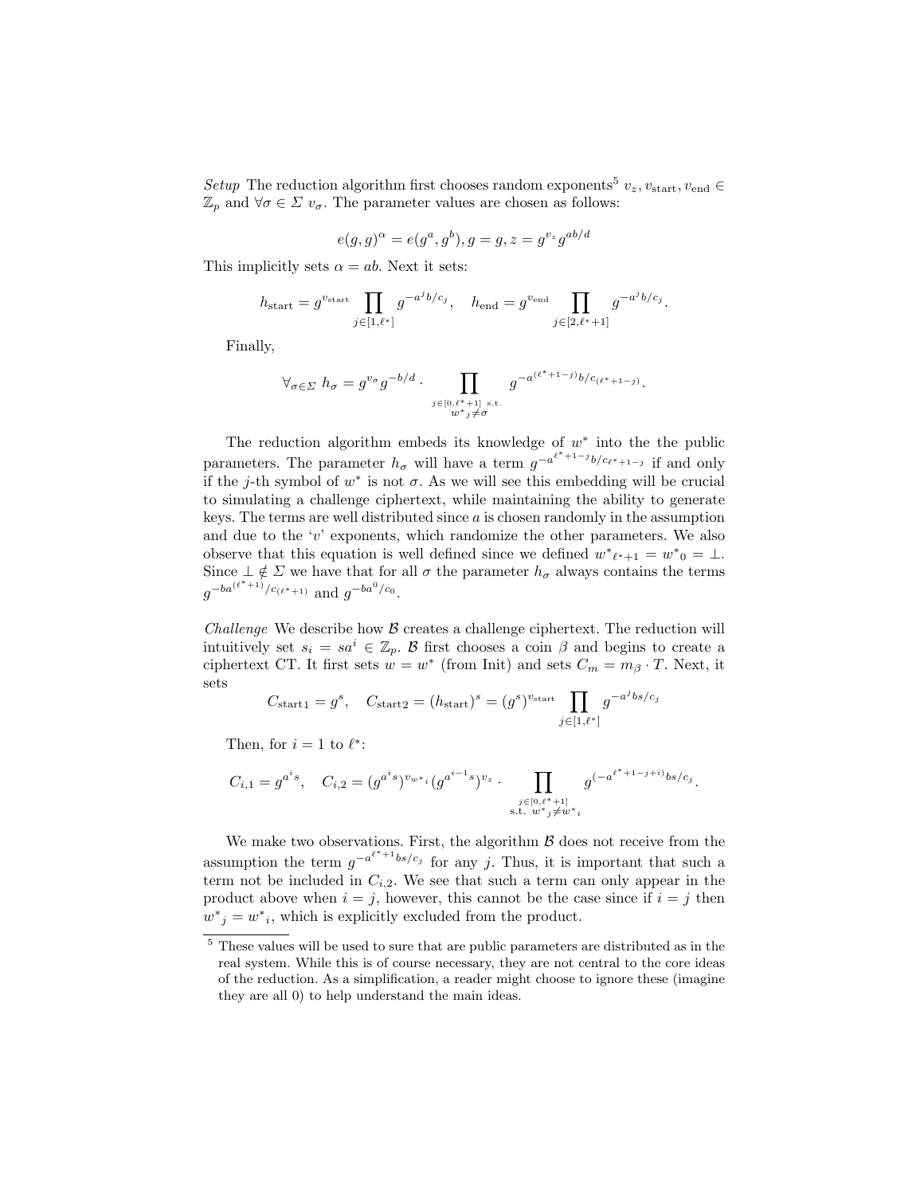*Setup* The reduction algorithm first chooses random exponents[5] $v_z, v_{\text{start}}, v_{\text{end}} \in \mathbb{Z}_p$ and $\forall \sigma \in \Sigma$ $v_\sigma$. The parameter values are chosen as follows:

$$e(g,g)^\alpha = e(g^a, g^b), g = g, z = g^{v_z} g^{ab/d}$$

This implicitly sets $\alpha = ab$. Next it sets:

$$h_{\text{start}} = g^{v_{\text{start}}} \prod_{j \in [1,\ell^*]} g^{-a^j b/c_j}, \quad h_{\text{end}} = g^{v_{\text{end}}} \prod_{j \in [2,\ell^*+1]} g^{-a^j b/c_j}.$$

Finally,

$$\forall_{\sigma \in \Sigma} \; h_\sigma = g^{v_\sigma} g^{-b/d} \cdot \prod_{\substack{j \in [0,\ell^*+1] \text{ s.t.} \\ w^*{}_j \neq \sigma}} g^{-a^{(\ell^*+1-j)} b/c_{(\ell^*+1-j)}}.$$

The reduction algorithm embeds its knowledge of $w^*$ into the the public parameters. The parameter $h_\sigma$ will have a term $g^{-a^{\ell^*+1-j} b/c_{\ell^*+1-j}}$ if and only if the $j$-th symbol of $w^*$ is not $\sigma$. As we will see this embedding will be crucial to simulating a challenge ciphertext, while maintaining the ability to generate keys. The terms are well distributed since $a$ is chosen randomly in the assumption and due to the '$v$' exponents, which randomize the other parameters. We also observe that this equation is well defined since we defined $w^*{}_{\ell^*+1} = w^*{}_0 = \perp$. Since $\perp \notin \Sigma$ we have that for all $\sigma$ the parameter $h_\sigma$ always contains the terms $g^{-ba^{(\ell^*+1)}/c_{(\ell^*+1)}}$ and $g^{-ba^0/c_0}$.

*Challenge* We describe how $\mathcal{B}$ creates a challenge ciphertext. The reduction will intuitively set $s_i = sa^i \in \mathbb{Z}_p$. $\mathcal{B}$ first chooses a coin $\beta$ and begins to create a ciphertext CT. It first sets $w = w^*$ (from Init) and sets $C_m = m_\beta \cdot T$. Next, it sets

$$C_{\text{start}1} = g^s, \quad C_{\text{start}2} = (h_{\text{start}})^s = (g^s)^{v_{\text{start}}} \prod_{j \in [1,\ell^*]} g^{-a^j bs/c_j}$$

Then, for $i = 1$ to $\ell^*$:

$$C_{i,1} = g^{a^i s}, \quad C_{i,2} = (g^{a^i s})^{v_{w^*{}_i}} (g^{a^{i-1} s})^{v_z} \cdot \prod_{\substack{j \in [0,\ell^*+1] \\ \text{s.t. } w^*{}_j \neq w^*{}_i}} g^{(-a^{\ell^*+1-j+i}) bs/c_j}.$$

We make two observations. First, the algorithm $\mathcal{B}$ does not receive from the assumption the term $g^{-a^{\ell^*+1} bs/c_j}$ for any $j$. Thus, it is important that such a term not be included in $C_{i,2}$. We see that such a term can only appear in the product above when $i = j$, however, this cannot be the case since if $i = j$ then $w^*{}_j = w^*{}_i$, which is explicitly excluded from the product.

[5] These values will be used to sure that are public parameters are distributed as in the real system. While this is of course necessary, they are not central to the core ideas of the reduction. As a simplification, a reader might choose to ignore these (imagine they are all 0) to help understand the main ideas.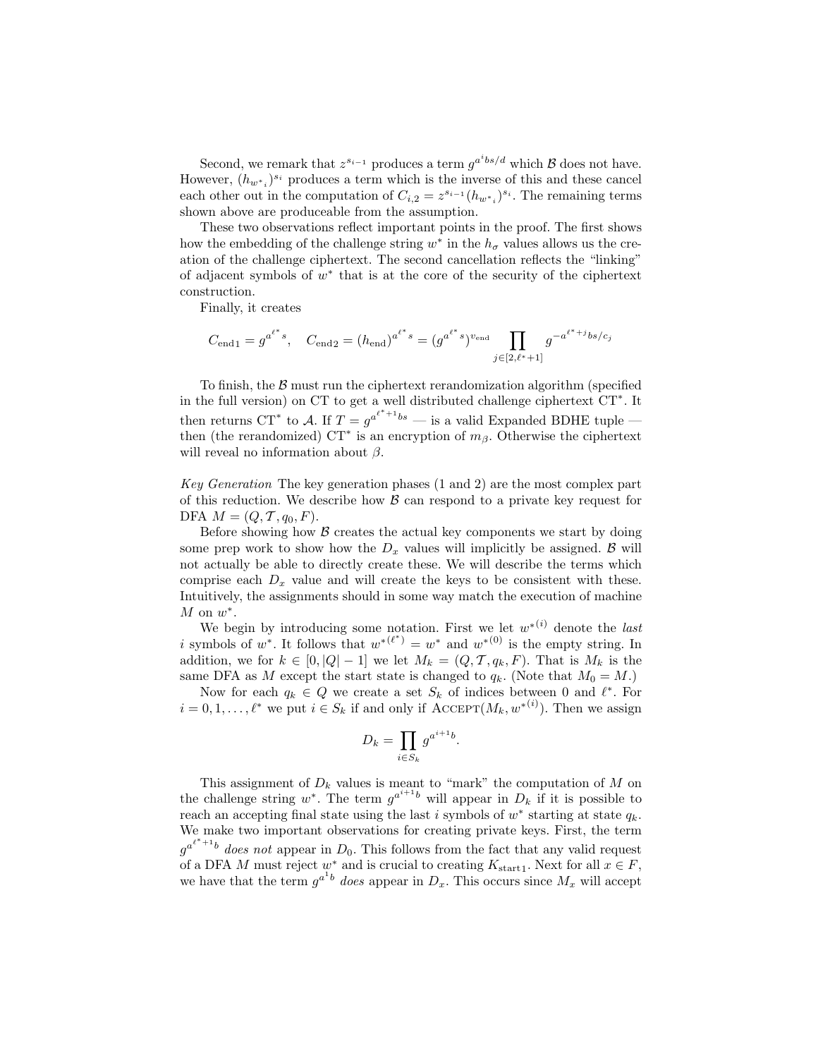Second, we remark that $z^{s_{i-1}}$ produces a term $g^{a^i bs/d}$ which $\mathcal{B}$ does not have. However, $(h_{w^*_i})^{s_i}$ produces a term which is the inverse of this and these cancel each other out in the computation of $C_{i,2} = z^{s_{i-1}}(h_{w^*_i})^{s_i}$. The remaining terms shown above are produceable from the assumption.

These two observations reflect important points in the proof. The first shows how the embedding of the challenge string $w^*$ in the $h_\sigma$ values allows us the creation of the challenge ciphertext. The second cancellation reflects the "linking" of adjacent symbols of $w^*$ that is at the core of the security of the ciphertext construction.

Finally, it creates

$$C_{\text{end}1} = g^{a^{\ell^*} s}, \quad C_{\text{end}2} = (h_{\text{end}})^{a^{\ell^*} s} = (g^{a^{\ell^*} s})^{v_{\text{end}}} \prod_{j \in [2, \ell^*+1]} g^{-a^{\ell^*+j} bs/c_j}$$

To finish, the $\mathcal{B}$ must run the ciphertext rerandomization algorithm (specified in the full version) on CT to get a well distributed challenge ciphertext $\text{CT}^*$. It then returns $\text{CT}^*$ to $\mathcal{A}$. If $T = g^{a^{\ell^*+1} bs}$ — is a valid Expanded BDHE tuple — then (the rerandomized) $\text{CT}^*$ is an encryption of $m_\beta$. Otherwise the ciphertext will reveal no information about $\beta$.

*Key Generation* The key generation phases (1 and 2) are the most complex part of this reduction. We describe how $\mathcal{B}$ can respond to a private key request for DFA $M = (Q, \mathcal{T}, q_0, F)$.

Before showing how $\mathcal{B}$ creates the actual key components we start by doing some prep work to show how the $D_x$ values will implicitly be assigned. $\mathcal{B}$ will not actually be able to directly create these. We will describe the terms which comprise each $D_x$ value and will create the keys to be consistent with these. Intuitively, the assignments should in some way match the execution of machine $M$ on $w^*$.

We begin by introducing some notation. First we let $w^{*(i)}$ denote the *last* $i$ symbols of $w^*$. It follows that $w^{*(\ell^*)} = w^*$ and $w^{*(0)}$ is the empty string. In addition, we for $k \in [0, |Q|-1]$ we let $M_k = (Q, \mathcal{T}, q_k, F)$. That is $M_k$ is the same DFA as $M$ except the start state is changed to $q_k$. (Note that $M_0 = M$.)

Now for each $q_k \in Q$ we create a set $S_k$ of indices between 0 and $\ell^*$. For $i = 0, 1, \ldots, \ell^*$ we put $i \in S_k$ if and only if $\textsc{Accept}(M_k, w^{*(i)})$. Then we assign

$$D_k = \prod_{i \in S_k} g^{a^{i+1} b}.$$

This assignment of $D_k$ values is meant to "mark" the computation of $M$ on the challenge string $w^*$. The term $g^{a^{i+1} b}$ will appear in $D_k$ if it is possible to reach an accepting final state using the last $i$ symbols of $w^*$ starting at state $q_k$. We make two important observations for creating private keys. First, the term $g^{a^{\ell^*+1} b}$ *does not* appear in $D_0$. This follows from the fact that any valid request of a DFA $M$ must reject $w^*$ and is crucial to creating $K_{\text{start}1}$. Next for all $x \in F$, we have that the term $g^{a^1 b}$ *does* appear in $D_x$. This occurs since $M_x$ will accept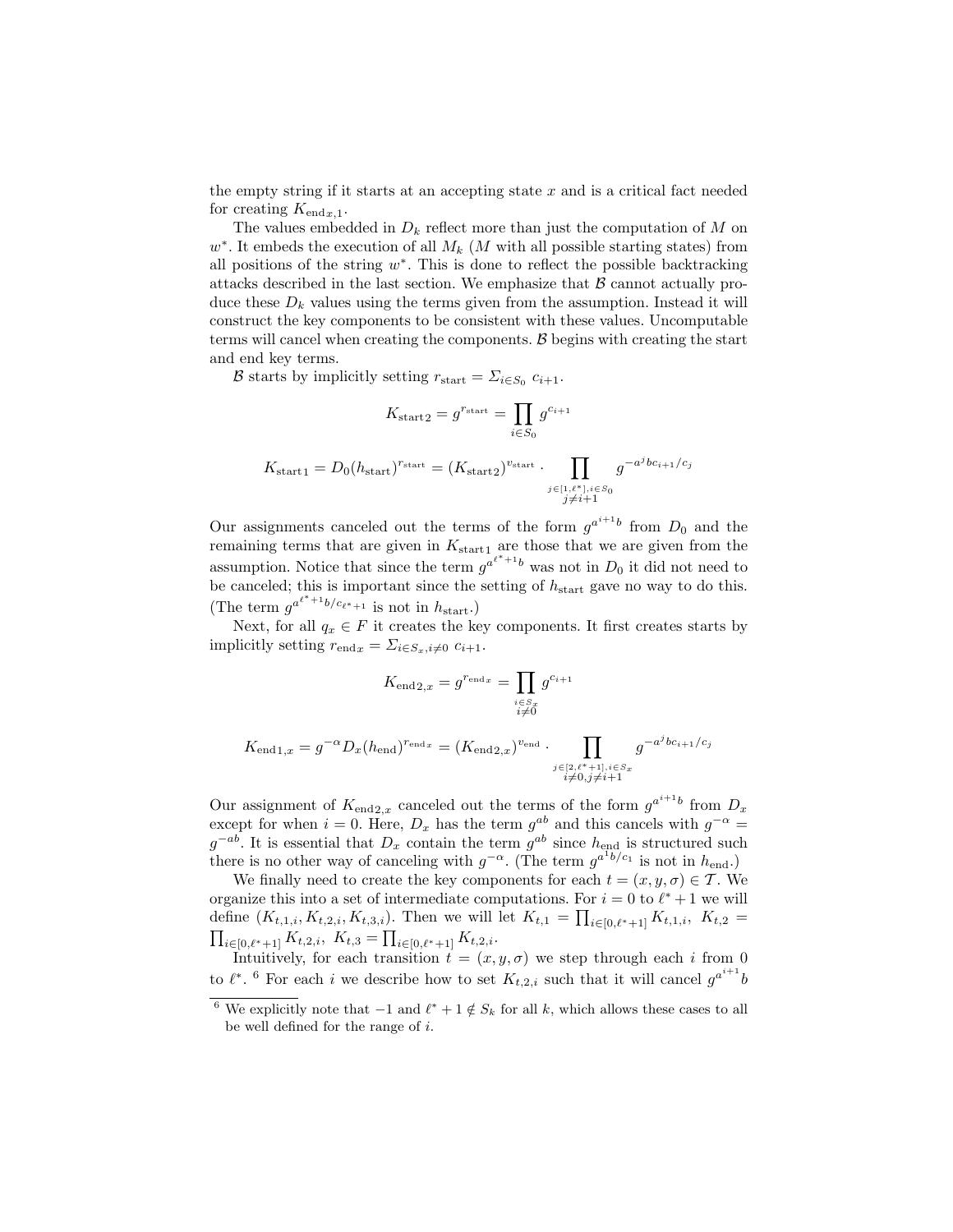the empty string if it starts at an accepting state $x$ and is a critical fact needed for creating $K_{\text{end}x,1}$.

The values embedded in $D_k$ reflect more than just the computation of $M$ on $w^*$. It embeds the execution of all $M_k$ ($M$ with all possible starting states) from all positions of the string $w^*$. This is done to reflect the possible backtracking attacks described in the last section. We emphasize that $\mathcal{B}$ cannot actually produce these $D_k$ values using the terms given from the assumption. Instead it will construct the key components to be consistent with these values. Uncomputable terms will cancel when creating the components. $\mathcal{B}$ begins with creating the start and end key terms.

$\mathcal{B}$ starts by implicitly setting $r_{\text{start}} = \Sigma_{i \in S_0} \; c_{i+1}$.

$$K_{\text{start}2} = g^{r_{\text{start}}} = \prod_{i \in S_0} g^{c_{i+1}}$$

$$K_{\text{start}1} = D_0 (h_{\text{start}})^{r_{\text{start}}} = (K_{\text{start}2})^{v_{\text{start}}} \cdot \prod_{\substack{j \in [1,\ell^*], i \in S_0 \\ j \neq i+1}} g^{-a^j b c_{i+1}/c_j}$$

Our assignments canceled out the terms of the form $g^{a^{i+1}b}$ from $D_0$ and the remaining terms that are given in $K_{\text{start}1}$ are those that we are given from the assumption. Notice that since the term $g^{a^{\ell^*+1}b}$ was not in $D_0$ it did not need to be canceled; this is important since the setting of $h_{\text{start}}$ gave no way to do this. (The term $g^{a^{\ell^*+1}b/c_{\ell^*+1}}$ is not in $h_{\text{start}}$.)

Next, for all $q_x \in F$ it creates the key components. It first creates starts by implicitly setting $r_{\text{end}x} = \Sigma_{i \in S_x, i \neq 0} \; c_{i+1}$.

$$K_{\text{end}2,x} = g^{r_{\text{end}x}} = \prod_{\substack{i \in S_x \\ i \neq 0}} g^{c_{i+1}}$$

$$K_{\text{end}1,x} = g^{-\alpha} D_x (h_{\text{end}})^{r_{\text{end}x}} = (K_{\text{end}2,x})^{v_{\text{end}}} \cdot \prod_{\substack{j \in [2,\ell^*+1], i \in S_x \\ i \neq 0, j \neq i+1}} g^{-a^j b c_{i+1}/c_j}$$

Our assignment of $K_{\text{end}2,x}$ canceled out the terms of the form $g^{a^{i+1}b}$ from $D_x$ except for when $i = 0$. Here, $D_x$ has the term $g^{ab}$ and this cancels with $g^{-\alpha} = g^{-ab}$. It is essential that $D_x$ contain the term $g^{ab}$ since $h_{\text{end}}$ is structured such there is no other way of canceling with $g^{-\alpha}$. (The term $g^{a^1 b/c_1}$ is not in $h_{\text{end}}$.)

We finally need to create the key components for each $t = (x, y, \sigma) \in \mathcal{T}$. We organize this into a set of intermediate computations. For $i = 0$ to $\ell^* + 1$ we will define $(K_{t,1,i}, K_{t,2,i}, K_{t,3,i})$. Then we will let $K_{t,1} = \prod_{i \in [0,\ell^*+1]} K_{t,1,i}$, $K_{t,2} = \prod_{i \in [0,\ell^*+1]} K_{t,2,i}$, $K_{t,3} = \prod_{i \in [0,\ell^*+1]} K_{t,2,i}$.

Intuitively, for each transition $t = (x, y, \sigma)$ we step through each $i$ from 0 to $\ell^*$. [6] For each $i$ we describe how to set $K_{t,2,i}$ such that it will cancel $g^{a^{i+1}}b$

[6] We explicitly note that $-1$ and $\ell^* + 1 \notin S_k$ for all $k$, which allows these cases to all be well defined for the range of $i$.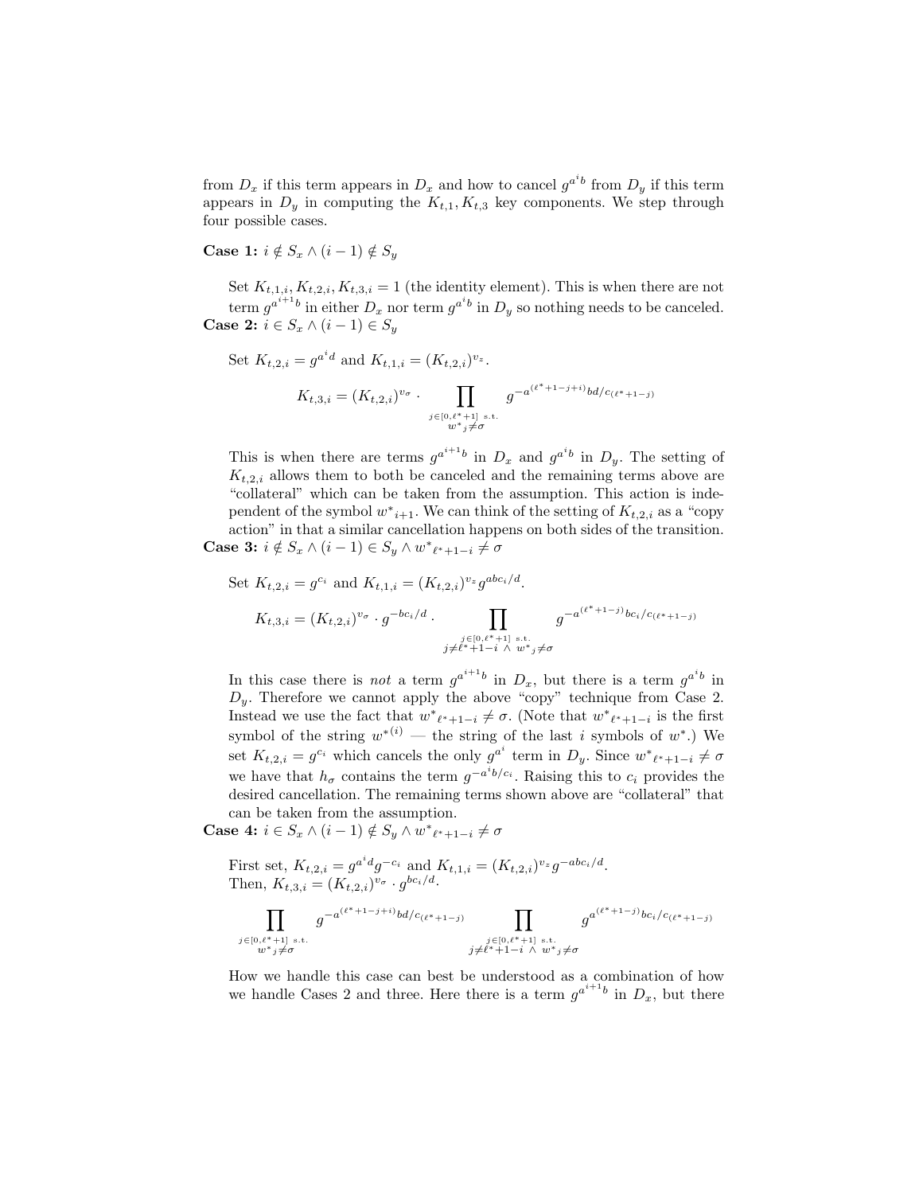from $D_x$ if this term appears in $D_x$ and how to cancel $g^{a^i b}$ from $D_y$ if this term appears in $D_y$ in computing the $K_{t,1}, K_{t,3}$ key components. We step through four possible cases.

**Case 1:** $i \notin S_x \wedge (i-1) \notin S_y$

Set $K_{t,1,i}, K_{t,2,i}, K_{t,3,i} = 1$ (the identity element). This is when there are not term $g^{a^{i+1}b}$ in either $D_x$ nor term $g^{a^i b}$ in $D_y$ so nothing needs to be canceled.

**Case 2:** $i \in S_x \wedge (i-1) \in S_y$

Set $K_{t,2,i} = g^{a^i d}$ and $K_{t,1,i} = (K_{t,2,i})^{v_z}$.

$$K_{t,3,i} = (K_{t,2,i})^{v_\sigma} \cdot \prod_{\substack{j \in [0, \ell^*+1] \text{ s.t.} \\ w^*_j \neq \sigma}} g^{-a^{(\ell^*+1-j+i)} bd / c_{(\ell^*+1-j)}}$$

This is when there are terms $g^{a^{i+1}b}$ in $D_x$ and $g^{a^i b}$ in $D_y$. The setting of $K_{t,2,i}$ allows them to both be canceled and the remaining terms above are "collateral" which can be taken from the assumption. This action is independent of the symbol $w^*_{i+1}$. We can think of the setting of $K_{t,2,i}$ as a "copy action" in that a similar cancellation happens on both sides of the transition.

**Case 3:** $i \notin S_x \wedge (i-1) \in S_y \wedge w^*_{\ell^*+1-i} \neq \sigma$

Set $K_{t,2,i} = g^{c_i}$ and $K_{t,1,i} = (K_{t,2,i})^{v_z} g^{abc_i/d}$.

$$K_{t,3,i} = (K_{t,2,i})^{v_\sigma} \cdot g^{-bc_i/d} \cdot \prod_{\substack{j \in [0, \ell^*+1] \text{ s.t.} \\ j \neq \ell^*+1-i \wedge w^*_j \neq \sigma}} g^{-a^{(\ell^*+1-j)} bc_i / c_{(\ell^*+1-j)}}$$

In this case there is *not* a term $g^{a^{i+1}b}$ in $D_x$, but there is a term $g^{a^i b}$ in $D_y$. Therefore we cannot apply the above "copy" technique from Case 2. Instead we use the fact that $w^*_{\ell^*+1-i} \neq \sigma$. (Note that $w^*_{\ell^*+1-i}$ is the first symbol of the string $w^{*(i)}$ — the string of the last $i$ symbols of $w^*$.) We set $K_{t,2,i} = g^{c_i}$ which cancels the only $g^{a^i}$ term in $D_y$. Since $w^*_{\ell^*+1-i} \neq \sigma$ we have that $h_\sigma$ contains the term $g^{-a^i b/c_i}$. Raising this to $c_i$ provides the desired cancellation. The remaining terms shown above are "collateral" that can be taken from the assumption.

**Case 4:** $i \in S_x \wedge (i-1) \notin S_y \wedge w^*_{\ell^*+1-i} \neq \sigma$

First set, $K_{t,2,i} = g^{a^i d} g^{-c_i}$ and $K_{t,1,i} = (K_{t,2,i})^{v_z} g^{-abc_i/d}$.
Then, $K_{t,3,i} = (K_{t,2,i})^{v_\sigma} \cdot g^{bc_i/d}$.

$$\prod_{\substack{j \in [0, \ell^*+1] \text{ s.t.} \\ w^*_j \neq \sigma}} g^{-a^{(\ell^*+1-j+i)} bd / c_{(\ell^*+1-j)}} \prod_{\substack{j \in [0, \ell^*+1] \text{ s.t.} \\ j \neq \ell^*+1-i \wedge w^*_j \neq \sigma}} g^{a^{(\ell^*+1-j)} bc_i / c_{(\ell^*+1-j)}}$$

How we handle this case can best be understood as a combination of how we handle Cases 2 and three. Here there is a term $g^{a^{i+1}b}$ in $D_x$, but there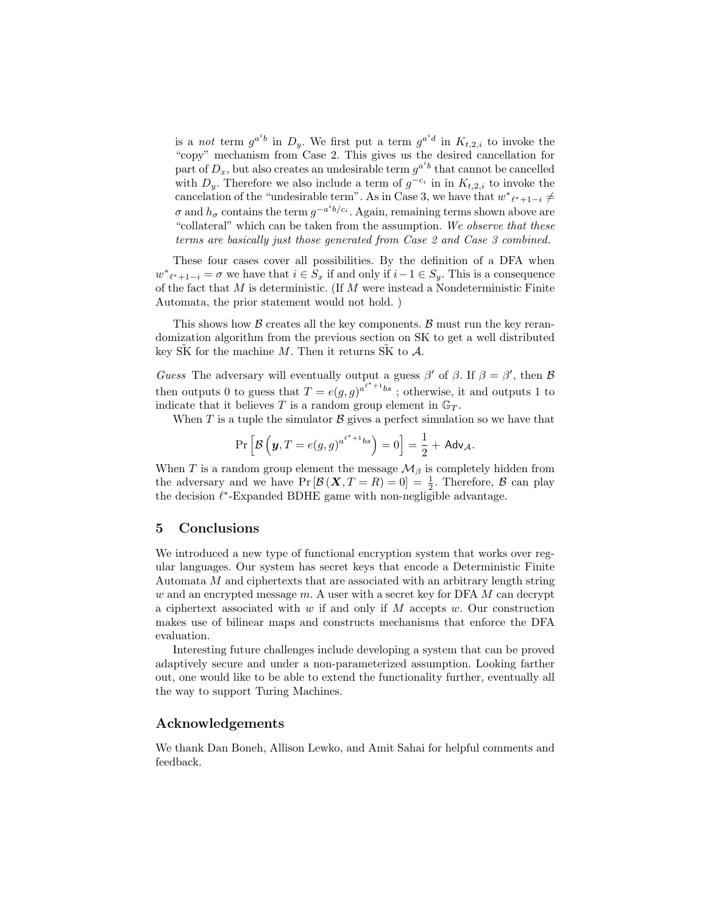is a *not* term $g^{a^i b}$ in $D_y$. We first put a term $g^{a^i d}$ in $K_{t,2,i}$ to invoke the "copy" mechanism from Case 2. This gives us the desired cancellation for part of $D_x$, but also creates an undesirable term $g^{a^i b}$ that cannot be cancelled with $D_y$. Therefore we also include a term of $g^{-c_i}$ in in $K_{t,2,i}$ to invoke the cancelation of the "undesirable term". As in Case 3, we have that ${w^*}_{\ell^*+1-i} \neq \sigma$ and $h_\sigma$ contains the term $g^{-a^i b/c_i}$. Again, remaining terms shown above are "collateral" which can be taken from the assumption. *We observe that these terms are basically just those generated from Case 2 and Case 3 combined.*

These four cases cover all possibilities. By the definition of a DFA when ${w^*}_{\ell^*+1-i} = \sigma$ we have that $i \in S_x$ if and only if $i-1 \in S_y$. This is a consequence of the fact that $M$ is deterministic. (If $M$ were instead a Nondeterministic Finite Automata, the prior statement would not hold. )

This shows how $\mathcal{B}$ creates all the key components. $\mathcal{B}$ must run the key rerandomization algorithm from the previous section on SK to get a well distributed key $\tilde{\text{SK}}$ for the machine $M$. Then it returns $\tilde{\text{SK}}$ to $\mathcal{A}$.

*Guess* The adversary will eventually output a guess $\beta'$ of $\beta$. If $\beta = \beta'$, then $\mathcal{B}$ then outputs 0 to guess that $T = e(g,g)^{a^{\ell^*+1}bs}$ ; otherwise, it and outputs 1 to indicate that it believes $T$ is a random group element in $\mathbb{G}_T$.

When $T$ is a tuple the simulator $\mathcal{B}$ gives a perfect simulation so we have that

$$\Pr\left[\mathcal{B}\left(\boldsymbol{y}, T = e(g,g)^{a^{\ell^*+1}bs}\right) = 0\right] = \frac{1}{2} + \mathsf{Adv}_{\mathcal{A}}.$$

When $T$ is a random group element the message $\mathcal{M}_\beta$ is completely hidden from the adversary and we have $\Pr\left[\mathcal{B}\left(\boldsymbol{X}, T = R\right) = 0\right] = \frac{1}{2}$. Therefore, $\mathcal{B}$ can play the decision $\ell^*$-Expanded BDHE game with non-negligible advantage.

## 5 Conclusions

We introduced a new type of functional encryption system that works over regular languages. Our system has secret keys that encode a Deterministic Finite Automata $M$ and ciphertexts that are associated with an arbitrary length string $w$ and an encrypted message $m$. A user with a secret key for DFA $M$ can decrypt a ciphertext associated with $w$ if and only if $M$ accepts $w$. Our construction makes use of bilinear maps and constructs mechanisms that enforce the DFA evaluation.

Interesting future challenges include developing a system that can be proved adaptively secure and under a non-parameterized assumption. Looking farther out, one would like to be able to extend the functionality further, eventually all the way to support Turing Machines.

## Acknowledgements

We thank Dan Boneh, Allison Lewko, and Amit Sahai for helpful comments and feedback.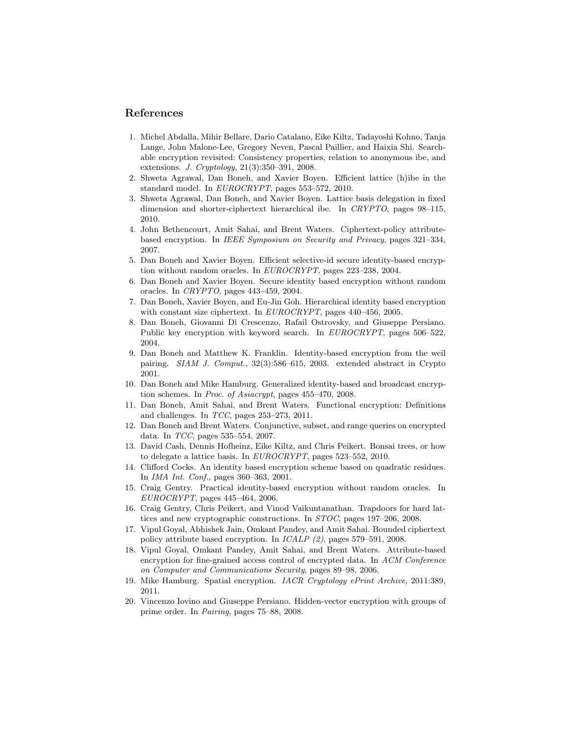## References

1. Michel Abdalla, Mihir Bellare, Dario Catalano, Eike Kiltz, Tadayoshi Kohno, Tanja Lange, John Malone-Lee, Gregory Neven, Pascal Paillier, and Haixia Shi. Searchable encryption revisited: Consistency properties, relation to anonymous ibe, and extensions. *J. Cryptology*, 21(3):350–391, 2008.
2. Shweta Agrawal, Dan Boneh, and Xavier Boyen. Efficient lattice (h)ibe in the standard model. In *EUROCRYPT*, pages 553–572, 2010.
3. Shweta Agrawal, Dan Boneh, and Xavier Boyen. Lattice basis delegation in fixed dimension and shorter-ciphertext hierarchical ibe. In *CRYPTO*, pages 98–115, 2010.
4. John Bethencourt, Amit Sahai, and Brent Waters. Ciphertext-policy attribute-based encryption. In *IEEE Symposium on Security and Privacy*, pages 321–334, 2007.
5. Dan Boneh and Xavier Boyen. Efficient selective-id secure identity-based encryption without random oracles. In *EUROCRYPT*, pages 223–238, 2004.
6. Dan Boneh and Xavier Boyen. Secure identity based encryption without random oracles. In *CRYPTO*, pages 443–459, 2004.
7. Dan Boneh, Xavier Boyen, and Eu-Jin Goh. Hierarchical identity based encryption with constant size ciphertext. In *EUROCRYPT*, pages 440–456, 2005.
8. Dan Boneh, Giovanni Di Crescenzo, Rafail Ostrovsky, and Giuseppe Persiano. Public key encryption with keyword search. In *EUROCRYPT*, pages 506–522, 2004.
9. Dan Boneh and Matthew K. Franklin. Identity-based encryption from the weil pairing. *SIAM J. Comput.*, 32(3):586–615, 2003. extended abstract in Crypto 2001.
10. Dan Boneh and Mike Hamburg. Generalized identity-based and broadcast encryption schemes. In *Proc. of Asiacrypt*, pages 455–470, 2008.
11. Dan Boneh, Amit Sahai, and Brent Waters. Functional encryption: Definitions and challenges. In *TCC*, pages 253–273, 2011.
12. Dan Boneh and Brent Waters. Conjunctive, subset, and range queries on encrypted data. In *TCC*, pages 535–554, 2007.
13. David Cash, Dennis Hofheinz, Eike Kiltz, and Chris Peikert. Bonsai trees, or how to delegate a lattice basis. In *EUROCRYPT*, pages 523–552, 2010.
14. Clifford Cocks. An identity based encryption scheme based on quadratic residues. In *IMA Int. Conf.*, pages 360–363, 2001.
15. Craig Gentry. Practical identity-based encryption without random oracles. In *EUROCRYPT*, pages 445–464, 2006.
16. Craig Gentry, Chris Peikert, and Vinod Vaikuntanathan. Trapdoors for hard lattices and new cryptographic constructions. In *STOC*, pages 197–206, 2008.
17. Vipul Goyal, Abhishek Jain, Omkant Pandey, and Amit Sahai. Bounded ciphertext policy attribute based encryption. In *ICALP (2)*, pages 579–591, 2008.
18. Vipul Goyal, Omkant Pandey, Amit Sahai, and Brent Waters. Attribute-based encryption for fine-grained access control of encrypted data. In *ACM Conference on Computer and Communications Security*, pages 89–98, 2006.
19. Mike Hamburg. Spatial encryption. *IACR Cryptology ePrint Archive*, 2011:389, 2011.
20. Vincenzo Iovino and Giuseppe Persiano. Hidden-vector encryption with groups of prime order. In *Pairing*, pages 75–88, 2008.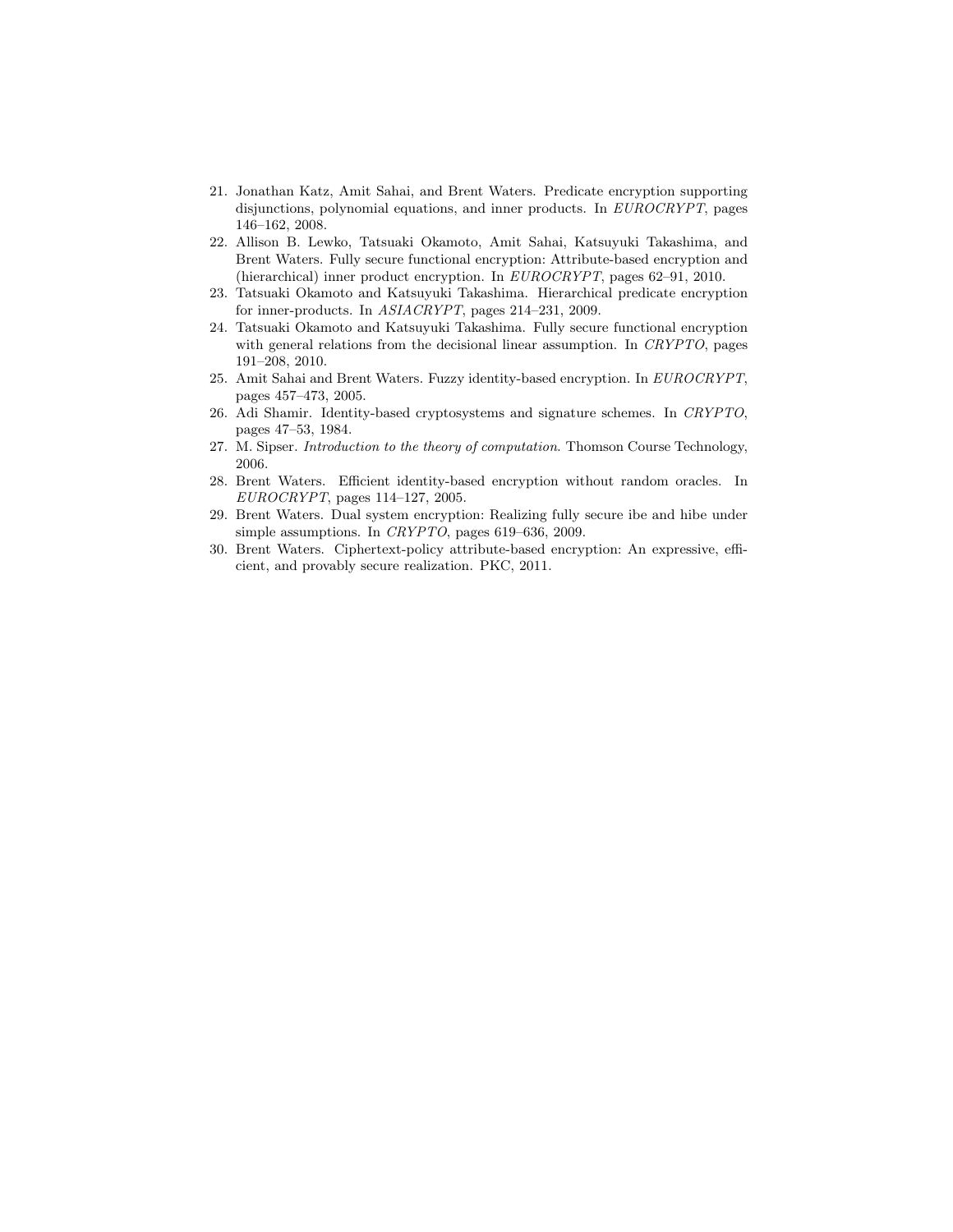21. Jonathan Katz, Amit Sahai, and Brent Waters. Predicate encryption supporting disjunctions, polynomial equations, and inner products. In *EUROCRYPT*, pages 146–162, 2008.
22. Allison B. Lewko, Tatsuaki Okamoto, Amit Sahai, Katsuyuki Takashima, and Brent Waters. Fully secure functional encryption: Attribute-based encryption and (hierarchical) inner product encryption. In *EUROCRYPT*, pages 62–91, 2010.
23. Tatsuaki Okamoto and Katsuyuki Takashima. Hierarchical predicate encryption for inner-products. In *ASIACRYPT*, pages 214–231, 2009.
24. Tatsuaki Okamoto and Katsuyuki Takashima. Fully secure functional encryption with general relations from the decisional linear assumption. In *CRYPTO*, pages 191–208, 2010.
25. Amit Sahai and Brent Waters. Fuzzy identity-based encryption. In *EUROCRYPT*, pages 457–473, 2005.
26. Adi Shamir. Identity-based cryptosystems and signature schemes. In *CRYPTO*, pages 47–53, 1984.
27. M. Sipser. *Introduction to the theory of computation*. Thomson Course Technology, 2006.
28. Brent Waters. Efficient identity-based encryption without random oracles. In *EUROCRYPT*, pages 114–127, 2005.
29. Brent Waters. Dual system encryption: Realizing fully secure ibe and hibe under simple assumptions. In *CRYPTO*, pages 619–636, 2009.
30. Brent Waters. Ciphertext-policy attribute-based encryption: An expressive, efficient, and provably secure realization. PKC, 2011.